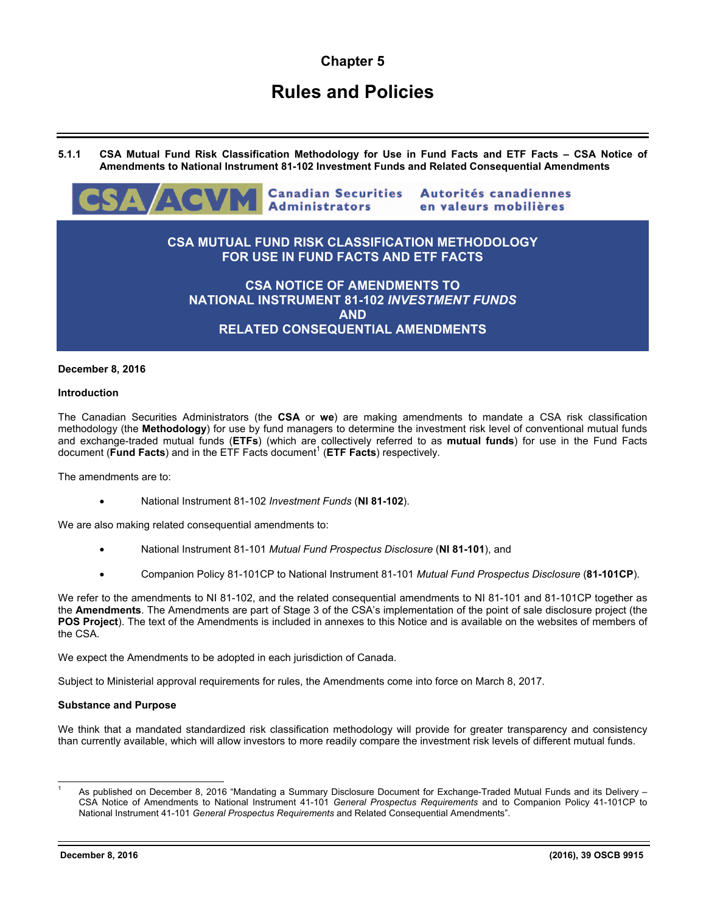# Chapter 5

# Rules and Policies

## 5.1.1 CSA Mutual Fund Risk Classification Methodology for Use in Fund Facts and ETF Facts – CSA Notice of Amendments to National Instrument 81-102 Investment Funds and Related Consequential Amendments

CSA/ACVM Canadian Securities Administrators Autorités canadiennes en valeurs mobilières

**CSA MUTUAL FUND RISK CLASSIFICATION METHODOLOGY FOR USE IN FUND FACTS AND ETF FACTS**

**CSA NOTICE OF AMENDMENTS TO NATIONAL INSTRUMENT 81-102 *INVESTMENT FUNDS* AND RELATED CONSEQUENTIAL AMENDMENTS**

**December 8, 2016**

**Introduction**

The Canadian Securities Administrators (the **CSA** or **we**) are making amendments to mandate a CSA risk classification methodology (the **Methodology**) for use by fund managers to determine the investment risk level of conventional mutual funds and exchange-traded mutual funds (**ETFs**) (which are collectively referred to as **mutual funds**) for use in the Fund Facts document (**Fund Facts**) and in the ETF Facts document[1] (**ETF Facts**) respectively.

The amendments are to:

- National Instrument 81-102 *Investment Funds* (**NI 81-102**).

We are also making related consequential amendments to:

- National Instrument 81-101 *Mutual Fund Prospectus Disclosure* (**NI 81-101**), and
- Companion Policy 81-101CP to National Instrument 81-101 *Mutual Fund Prospectus Disclosure* (**81-101CP**).

We refer to the amendments to NI 81-102, and the related consequential amendments to NI 81-101 and 81-101CP together as the **Amendments**. The Amendments are part of Stage 3 of the CSA's implementation of the point of sale disclosure project (the **POS Project**). The text of the Amendments is included in annexes to this Notice and is available on the websites of members of the CSA.

We expect the Amendments to be adopted in each jurisdiction of Canada.

Subject to Ministerial approval requirements for rules, the Amendments come into force on March 8, 2017.

**Substance and Purpose**

We think that a mandated standardized risk classification methodology will provide for greater transparency and consistency than currently available, which will allow investors to more readily compare the investment risk levels of different mutual funds.

---

[1] As published on December 8, 2016 "Mandating a Summary Disclosure Document for Exchange-Traded Mutual Funds and its Delivery – CSA Notice of Amendments to National Instrument 41-101 *General Prospectus Requirements* and to Companion Policy 41-101CP to National Instrument 41-101 *General Prospectus Requirements* and Related Consequential Amendments".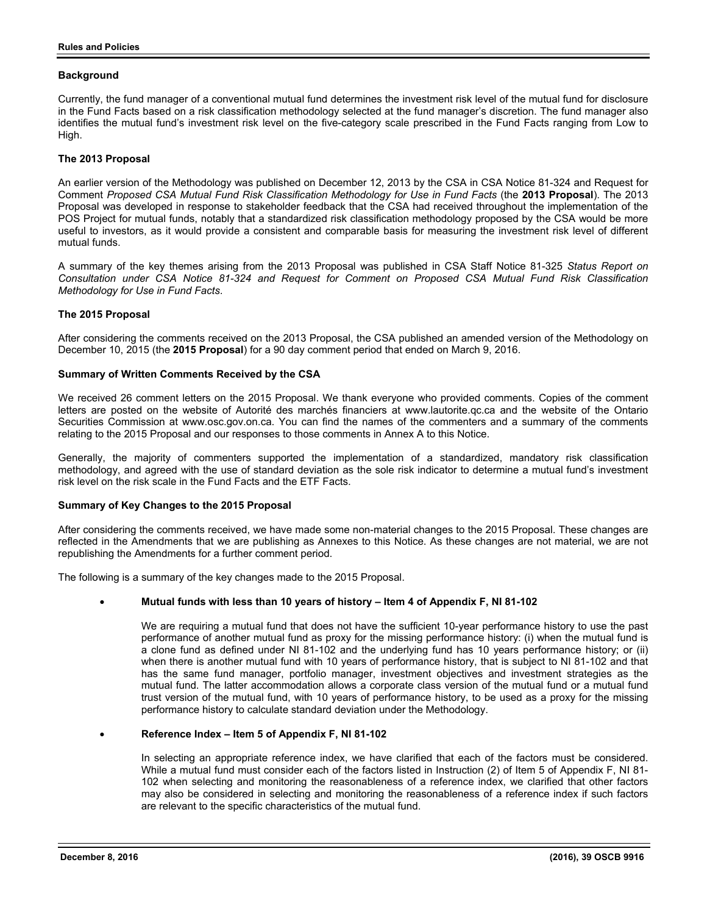### Background

Currently, the fund manager of a conventional mutual fund determines the investment risk level of the mutual fund for disclosure in the Fund Facts based on a risk classification methodology selected at the fund manager's discretion. The fund manager also identifies the mutual fund's investment risk level on the five-category scale prescribed in the Fund Facts ranging from Low to High.

### The 2013 Proposal

An earlier version of the Methodology was published on December 12, 2013 by the CSA in CSA Notice 81-324 and Request for Comment *Proposed CSA Mutual Fund Risk Classification Methodology for Use in Fund Facts* (the **2013 Proposal**). The 2013 Proposal was developed in response to stakeholder feedback that the CSA had received throughout the implementation of the POS Project for mutual funds, notably that a standardized risk classification methodology proposed by the CSA would be more useful to investors, as it would provide a consistent and comparable basis for measuring the investment risk level of different mutual funds.

A summary of the key themes arising from the 2013 Proposal was published in CSA Staff Notice 81-325 *Status Report on Consultation under CSA Notice 81-324 and Request for Comment on Proposed CSA Mutual Fund Risk Classification Methodology for Use in Fund Facts*.

### The 2015 Proposal

After considering the comments received on the 2013 Proposal, the CSA published an amended version of the Methodology on December 10, 2015 (the **2015 Proposal**) for a 90 day comment period that ended on March 9, 2016.

### Summary of Written Comments Received by the CSA

We received 26 comment letters on the 2015 Proposal. We thank everyone who provided comments. Copies of the comment letters are posted on the website of Autorité des marchés financiers at www.lautorite.qc.ca and the website of the Ontario Securities Commission at www.osc.gov.on.ca. You can find the names of the commenters and a summary of the comments relating to the 2015 Proposal and our responses to those comments in Annex A to this Notice.

Generally, the majority of commenters supported the implementation of a standardized, mandatory risk classification methodology, and agreed with the use of standard deviation as the sole risk indicator to determine a mutual fund's investment risk level on the risk scale in the Fund Facts and the ETF Facts.

### Summary of Key Changes to the 2015 Proposal

After considering the comments received, we have made some non-material changes to the 2015 Proposal. These changes are reflected in the Amendments that we are publishing as Annexes to this Notice. As these changes are not material, we are not republishing the Amendments for a further comment period.

The following is a summary of the key changes made to the 2015 Proposal.

- **Mutual funds with less than 10 years of history – Item 4 of Appendix F, NI 81-102**

  We are requiring a mutual fund that does not have the sufficient 10-year performance history to use the past performance of another mutual fund as proxy for the missing performance history: (i) when the mutual fund is a clone fund as defined under NI 81-102 and the underlying fund has 10 years performance history; or (ii) when there is another mutual fund with 10 years of performance history, that is subject to NI 81-102 and that has the same fund manager, portfolio manager, investment objectives and investment strategies as the mutual fund. The latter accommodation allows a corporate class version of the mutual fund or a mutual fund trust version of the mutual fund, with 10 years of performance history, to be used as a proxy for the missing performance history to calculate standard deviation under the Methodology.

- **Reference Index – Item 5 of Appendix F, NI 81-102**

  In selecting an appropriate reference index, we have clarified that each of the factors must be considered. While a mutual fund must consider each of the factors listed in Instruction (2) of Item 5 of Appendix F, NI 81-102 when selecting and monitoring the reasonableness of a reference index, we clarified that other factors may also be considered in selecting and monitoring the reasonableness of a reference index if such factors are relevant to the specific characteristics of the mutual fund.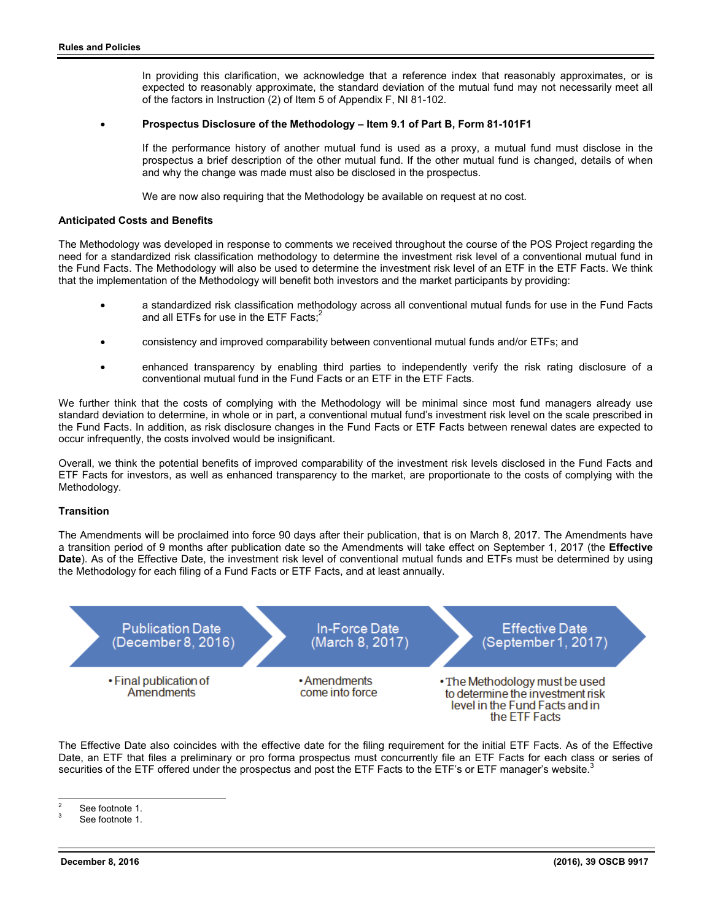In providing this clarification, we acknowledge that a reference index that reasonably approximates, or is expected to reasonably approximate, the standard deviation of the mutual fund may not necessarily meet all of the factors in Instruction (2) of Item 5 of Appendix F, NI 81-102.

- **Prospectus Disclosure of the Methodology – Item 9.1 of Part B, Form 81-101F1**

  If the performance history of another mutual fund is used as a proxy, a mutual fund must disclose in the prospectus a brief description of the other mutual fund. If the other mutual fund is changed, details of when and why the change was made must also be disclosed in the prospectus.

  We are now also requiring that the Methodology be available on request at no cost.

**Anticipated Costs and Benefits**

The Methodology was developed in response to comments we received throughout the course of the POS Project regarding the need for a standardized risk classification methodology to determine the investment risk level of a conventional mutual fund in the Fund Facts. The Methodology will also be used to determine the investment risk level of an ETF in the ETF Facts. We think that the implementation of the Methodology will benefit both investors and the market participants by providing:

- a standardized risk classification methodology across all conventional mutual funds for use in the Fund Facts and all ETFs for use in the ETF Facts;[2]
- consistency and improved comparability between conventional mutual funds and/or ETFs; and
- enhanced transparency by enabling third parties to independently verify the risk rating disclosure of a conventional mutual fund in the Fund Facts or an ETF in the ETF Facts.

We further think that the costs of complying with the Methodology will be minimal since most fund managers already use standard deviation to determine, in whole or in part, a conventional mutual fund's investment risk level on the scale prescribed in the Fund Facts. In addition, as risk disclosure changes in the Fund Facts or ETF Facts between renewal dates are expected to occur infrequently, the costs involved would be insignificant.

Overall, we think the potential benefits of improved comparability of the investment risk levels disclosed in the Fund Facts and ETF Facts for investors, as well as enhanced transparency to the market, are proportionate to the costs of complying with the Methodology.

**Transition**

The Amendments will be proclaimed into force 90 days after their publication, that is on March 8, 2017. The Amendments have a transition period of 9 months after publication date so the Amendments will take effect on September 1, 2017 (the **Effective Date**). As of the Effective Date, the investment risk level of conventional mutual funds and ETFs must be determined by using the Methodology for each filing of a Fund Facts or ETF Facts, and at least annually.

| Publication Date (December 8, 2016) | In-Force Date (March 8, 2017) | Effective Date (September 1, 2017) |
| --- | --- | --- |
| • Final publication of Amendments | • Amendments come into force | • The Methodology must be used to determine the investment risk level in the Fund Facts and in the ETF Facts |

The Effective Date also coincides with the effective date for the filing requirement for the initial ETF Facts. As of the Effective Date, an ETF that files a preliminary or pro forma prospectus must concurrently file an ETF Facts for each class or series of securities of the ETF offered under the prospectus and post the ETF Facts to the ETF's or ETF manager's website.[3]

---

[2] See footnote 1.

[3] See footnote 1.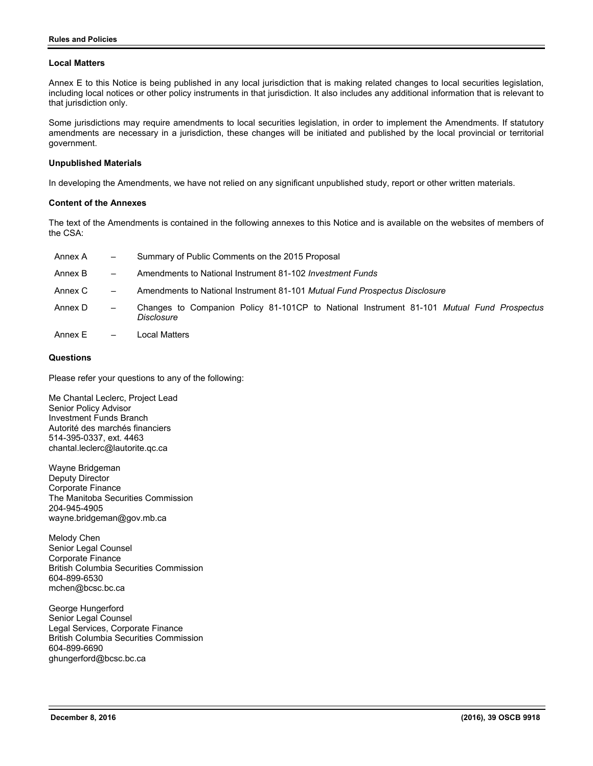### Local Matters

Annex E to this Notice is being published in any local jurisdiction that is making related changes to local securities legislation, including local notices or other policy instruments in that jurisdiction. It also includes any additional information that is relevant to that jurisdiction only.

Some jurisdictions may require amendments to local securities legislation, in order to implement the Amendments. If statutory amendments are necessary in a jurisdiction, these changes will be initiated and published by the local provincial or territorial government.

### Unpublished Materials

In developing the Amendments, we have not relied on any significant unpublished study, report or other written materials.

### Content of the Annexes

The text of the Amendments is contained in the following annexes to this Notice and is available on the websites of members of the CSA:

Annex A – Summary of Public Comments on the 2015 Proposal

Annex B – Amendments to National Instrument 81-102 *Investment Funds*

Annex C – Amendments to National Instrument 81-101 *Mutual Fund Prospectus Disclosure*

Annex D – Changes to Companion Policy 81-101CP to National Instrument 81-101 *Mutual Fund Prospectus Disclosure*

Annex E – Local Matters

### Questions

Please refer your questions to any of the following:

Me Chantal Leclerc, Project Lead
Senior Policy Advisor
Investment Funds Branch
Autorité des marchés financiers
514-395-0337, ext. 4463
chantal.leclerc@lautorite.qc.ca

Wayne Bridgeman
Deputy Director
Corporate Finance
The Manitoba Securities Commission
204-945-4905
wayne.bridgeman@gov.mb.ca

Melody Chen
Senior Legal Counsel
Corporate Finance
British Columbia Securities Commission
604-899-6530
mchen@bcsc.bc.ca

George Hungerford
Senior Legal Counsel
Legal Services, Corporate Finance
British Columbia Securities Commission
604-899-6690
ghungerford@bcsc.bc.ca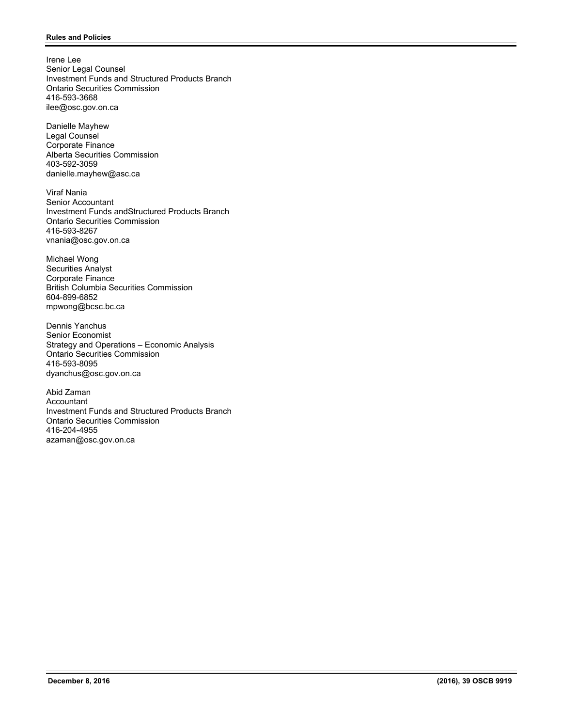Irene Lee
Senior Legal Counsel
Investment Funds and Structured Products Branch
Ontario Securities Commission
416-593-3668
ilee@osc.gov.on.ca

Danielle Mayhew
Legal Counsel
Corporate Finance
Alberta Securities Commission
403-592-3059
danielle.mayhew@asc.ca

Viraf Nania
Senior Accountant
Investment Funds andStructured Products Branch
Ontario Securities Commission
416-593-8267
vnania@osc.gov.on.ca

Michael Wong
Securities Analyst
Corporate Finance
British Columbia Securities Commission
604-899-6852
mpwong@bcsc.bc.ca

Dennis Yanchus
Senior Economist
Strategy and Operations – Economic Analysis
Ontario Securities Commission
416-593-8095
dyanchus@osc.gov.on.ca

Abid Zaman
Accountant
Investment Funds and Structured Products Branch
Ontario Securities Commission
416-204-4955
azaman@osc.gov.on.ca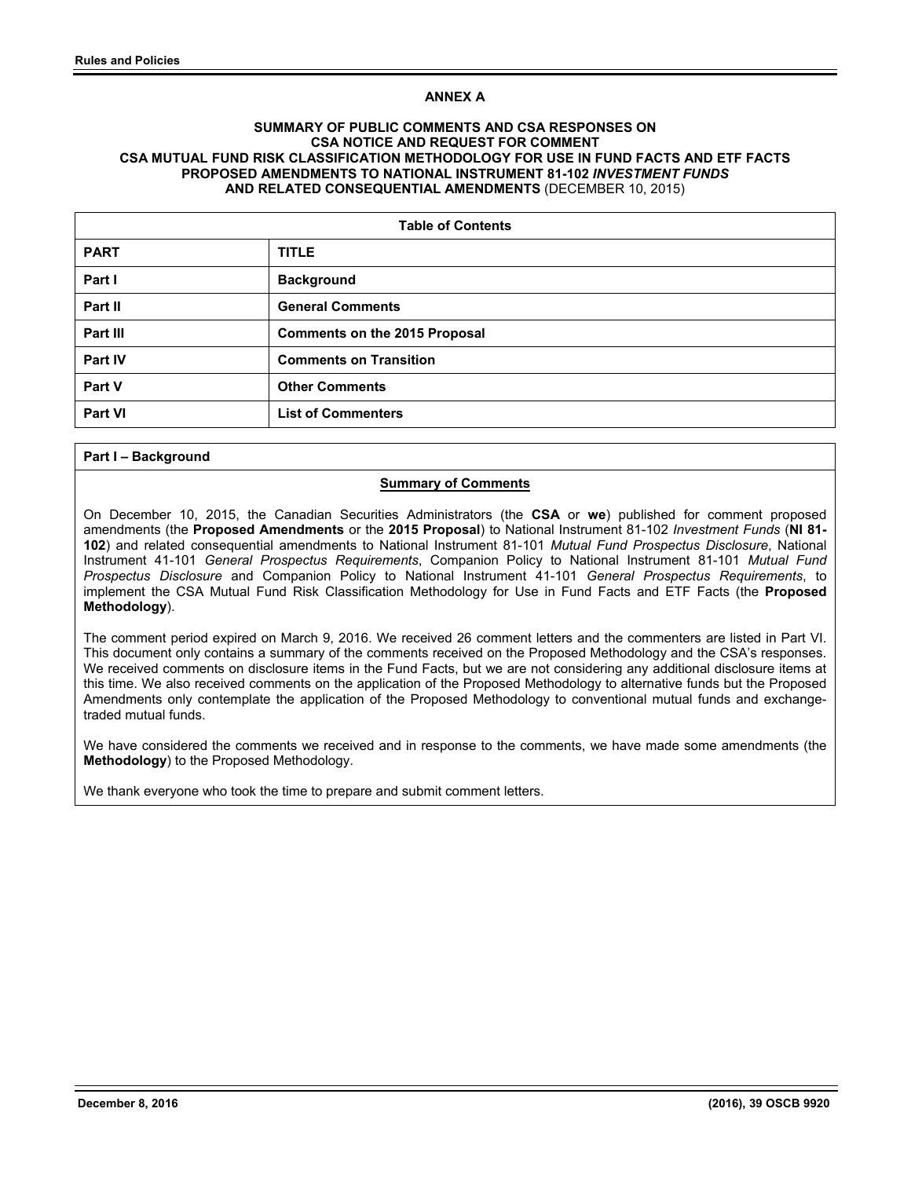## ANNEX A

### SUMMARY OF PUBLIC COMMENTS AND CSA RESPONSES ON CSA NOTICE AND REQUEST FOR COMMENT CSA MUTUAL FUND RISK CLASSIFICATION METHODOLOGY FOR USE IN FUND FACTS AND ETF FACTS PROPOSED AMENDMENTS TO NATIONAL INSTRUMENT 81-102 *INVESTMENT FUNDS* AND RELATED CONSEQUENTIAL AMENDMENTS (DECEMBER 10, 2015)

| Table of Contents | |
|---|---|
| **PART** | **TITLE** |
| **Part I** | **Background** |
| **Part II** | **General Comments** |
| **Part III** | **Comments on the 2015 Proposal** |
| **Part IV** | **Comments on Transition** |
| **Part V** | **Other Comments** |
| **Part VI** | **List of Commenters** |

**Part I – Background**

**Summary of Comments**

On December 10, 2015, the Canadian Securities Administrators (the **CSA** or **we**) published for comment proposed amendments (the **Proposed Amendments** or the **2015 Proposal**) to National Instrument 81-102 *Investment Funds* (**NI 81-102**) and related consequential amendments to National Instrument 81-101 *Mutual Fund Prospectus Disclosure*, National Instrument 41-101 *General Prospectus Requirements*, Companion Policy to National Instrument 81-101 *Mutual Fund Prospectus Disclosure* and Companion Policy to National Instrument 41-101 *General Prospectus Requirements*, to implement the CSA Mutual Fund Risk Classification Methodology for Use in Fund Facts and ETF Facts (the **Proposed Methodology**).

The comment period expired on March 9, 2016. We received 26 comment letters and the commenters are listed in Part VI. This document only contains a summary of the comments received on the Proposed Methodology and the CSA's responses. We received comments on disclosure items in the Fund Facts, but we are not considering any additional disclosure items at this time. We also received comments on the application of the Proposed Methodology to alternative funds but the Proposed Amendments only contemplate the application of the Proposed Methodology to conventional mutual funds and exchange-traded mutual funds.

We have considered the comments we received and in response to the comments, we have made some amendments (the **Methodology**) to the Proposed Methodology.

We thank everyone who took the time to prepare and submit comment letters.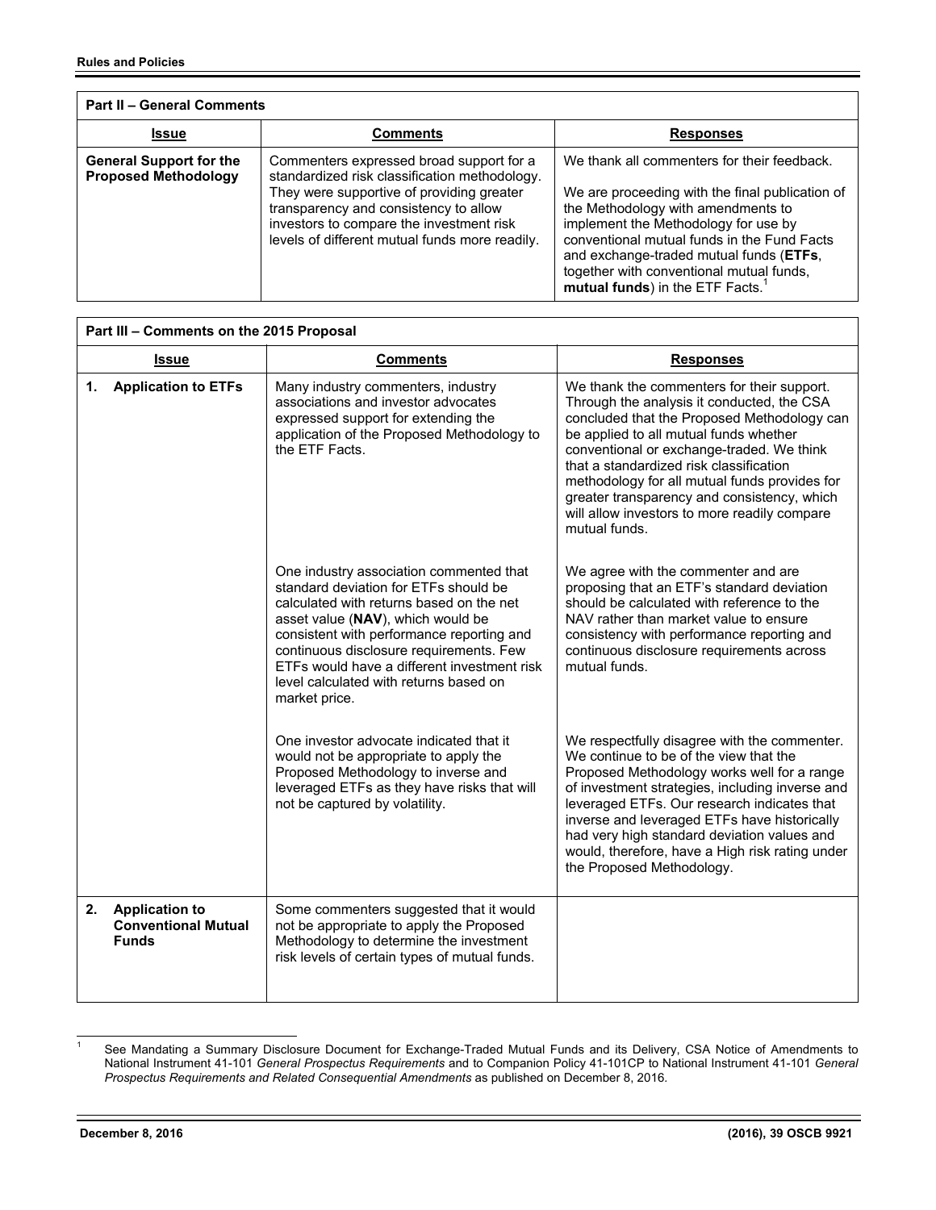| Part II – General Comments | | |
|---|---|---|
| **Issue** | **Comments** | **Responses** |
| **General Support for the Proposed Methodology** | Commenters expressed broad support for a standardized risk classification methodology. They were supportive of providing greater transparency and consistency to allow investors to compare the investment risk levels of different mutual funds more readily. | We thank all commenters for their feedback.<br><br>We are proceeding with the final publication of the Methodology with amendments to implement the Methodology for use by conventional mutual funds in the Fund Facts and exchange-traded mutual funds (**ETFs**, together with conventional mutual funds, **mutual funds**) in the ETF Facts.[1] |

| Part III – Comments on the 2015 Proposal | | |
|---|---|---|
| **Issue** | **Comments** | **Responses** |
| **1. Application to ETFs** | Many industry commenters, industry associations and investor advocates expressed support for extending the application of the Proposed Methodology to the ETF Facts. | We thank the commenters for their support. Through the analysis it conducted, the CSA concluded that the Proposed Methodology can be applied to all mutual funds whether conventional or exchange-traded. We think that a standardized risk classification methodology for all mutual funds provides for greater transparency and consistency, which will allow investors to more readily compare mutual funds. |
| | One industry association commented that standard deviation for ETFs should be calculated with returns based on the net asset value (**NAV**), which would be consistent with performance reporting and continuous disclosure requirements. Few ETFs would have a different investment risk level calculated with returns based on market price. | We agree with the commenter and are proposing that an ETF's standard deviation should be calculated with reference to the NAV rather than market value to ensure consistency with performance reporting and continuous disclosure requirements across mutual funds. |
| | One investor advocate indicated that it would not be appropriate to apply the Proposed Methodology to inverse and leveraged ETFs as they have risks that will not be captured by volatility. | We respectfully disagree with the commenter. We continue to be of the view that the Proposed Methodology works well for a range of investment strategies, including inverse and leveraged ETFs. Our research indicates that inverse and leveraged ETFs have historically had very high standard deviation values and would, therefore, have a High risk rating under the Proposed Methodology. |
| **2. Application to Conventional Mutual Funds** | Some commenters suggested that it would not be appropriate to apply the Proposed Methodology to determine the investment risk levels of certain types of mutual funds. | |

[1] See Mandating a Summary Disclosure Document for Exchange-Traded Mutual Funds and its Delivery, CSA Notice of Amendments to National Instrument 41-101 *General Prospectus Requirements* and to Companion Policy 41-101CP to National Instrument 41-101 *General Prospectus Requirements and Related Consequential Amendments* as published on December 8, 2016.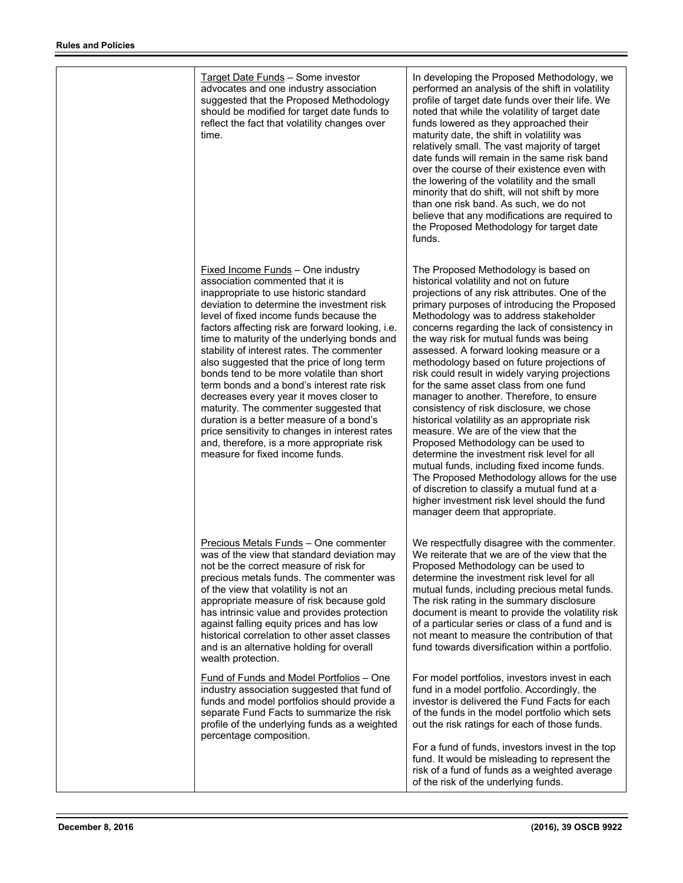| | | |
|---|---|---|
| | Target Date Funds – Some investor advocates and one industry association suggested that the Proposed Methodology should be modified for target date funds to reflect the fact that volatility changes over time. | In developing the Proposed Methodology, we performed an analysis of the shift in volatility profile of target date funds over their life. We noted that while the volatility of target date funds lowered as they approached their maturity date, the shift in volatility was relatively small. The vast majority of target date funds will remain in the same risk band over the course of their existence even with the lowering of the volatility and the small minority that do shift, will not shift by more than one risk band. As such, we do not believe that any modifications are required to the Proposed Methodology for target date funds. |
| | Fixed Income Funds – One industry association commented that it is inappropriate to use historic standard deviation to determine the investment risk level of fixed income funds because the factors affecting risk are forward looking, i.e. time to maturity of the underlying bonds and stability of interest rates. The commenter also suggested that the price of long term bonds tend to be more volatile than short term bonds and a bond's interest rate risk decreases every year it moves closer to maturity. The commenter suggested that duration is a better measure of a bond's price sensitivity to changes in interest rates and, therefore, is a more appropriate risk measure for fixed income funds. | The Proposed Methodology is based on historical volatility and not on future projections of any risk attributes. One of the primary purposes of introducing the Proposed Methodology was to address stakeholder concerns regarding the lack of consistency in the way risk for mutual funds was being assessed. A forward looking measure or a methodology based on future projections of risk could result in widely varying projections for the same asset class from one fund manager to another. Therefore, to ensure consistency of risk disclosure, we chose historical volatility as an appropriate risk measure. We are of the view that the Proposed Methodology can be used to determine the investment risk level for all mutual funds, including fixed income funds. The Proposed Methodology allows for the use of discretion to classify a mutual fund at a higher investment risk level should the fund manager deem that appropriate. |
| | Precious Metals Funds – One commenter was of the view that standard deviation may not be the correct measure of risk for precious metals funds. The commenter was of the view that volatility is not an appropriate measure of risk because gold has intrinsic value and provides protection against falling equity prices and has low historical correlation to other asset classes and is an alternative holding for overall wealth protection. | We respectfully disagree with the commenter. We reiterate that we are of the view that the Proposed Methodology can be used to determine the investment risk level for all mutual funds, including precious metal funds. The risk rating in the summary disclosure document is meant to provide the volatility risk of a particular series or class of a fund and is not meant to measure the contribution of that fund towards diversification within a portfolio. |
| | Fund of Funds and Model Portfolios – One industry association suggested that fund of funds and model portfolios should provide a separate Fund Facts to summarize the risk profile of the underlying funds as a weighted percentage composition. | For model portfolios, investors invest in each fund in a model portfolio. Accordingly, the investor is delivered the Fund Facts for each of the funds in the model portfolio which sets out the risk ratings for each of those funds.<br><br>For a fund of funds, investors invest in the top fund. It would be misleading to represent the risk of a fund of funds as a weighted average of the risk of the underlying funds. |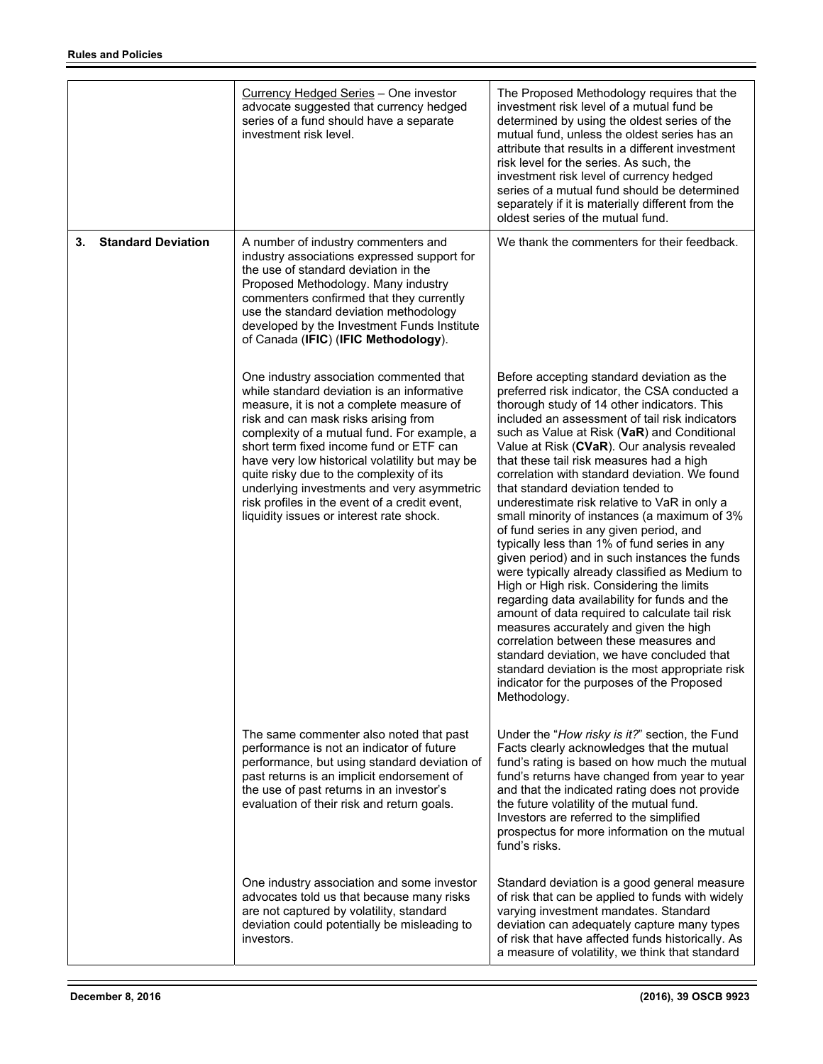| | | |
|---|---|---|
| | Currency Hedged Series – One investor advocate suggested that currency hedged series of a fund should have a separate investment risk level. | The Proposed Methodology requires that the investment risk level of a mutual fund be determined by using the oldest series of the mutual fund, unless the oldest series has an attribute that results in a different investment risk level for the series. As such, the investment risk level of currency hedged series of a mutual fund should be determined separately if it is materially different from the oldest series of the mutual fund. |
| **3. Standard Deviation** | A number of industry commenters and industry associations expressed support for the use of standard deviation in the Proposed Methodology. Many industry commenters confirmed that they currently use the standard deviation methodology developed by the Investment Funds Institute of Canada (**IFIC**) (**IFIC Methodology**). | We thank the commenters for their feedback. |
| | One industry association commented that while standard deviation is an informative measure, it is not a complete measure of risk and can mask risks arising from complexity of a mutual fund. For example, a short term fixed income fund or ETF can have very low historical volatility but may be quite risky due to the complexity of its underlying investments and very asymmetric risk profiles in the event of a credit event, liquidity issues or interest rate shock. | Before accepting standard deviation as the preferred risk indicator, the CSA conducted a thorough study of 14 other indicators. This included an assessment of tail risk indicators such as Value at Risk (**VaR**) and Conditional Value at Risk (**CVaR**). Our analysis revealed that these tail risk measures had a high correlation with standard deviation. We found that standard deviation tended to underestimate risk relative to VaR in only a small minority of instances (a maximum of 3% of fund series in any given period, and typically less than 1% of fund series in any given period) and in such instances the funds were typically already classified as Medium to High or High risk. Considering the limits regarding data availability for funds and the amount of data required to calculate tail risk measures accurately and given the high correlation between these measures and standard deviation, we have concluded that standard deviation is the most appropriate risk indicator for the purposes of the Proposed Methodology. |
| | The same commenter also noted that past performance is not an indicator of future performance, but using standard deviation of past returns is an implicit endorsement of the use of past returns in an investor's evaluation of their risk and return goals. | Under the "*How risky is it?*" section, the Fund Facts clearly acknowledges that the mutual fund's rating is based on how much the mutual fund's returns have changed from year to year and that the indicated rating does not provide the future volatility of the mutual fund. Investors are referred to the simplified prospectus for more information on the mutual fund's risks. |
| | One industry association and some investor advocates told us that because many risks are not captured by volatility, standard deviation could potentially be misleading to investors. | Standard deviation is a good general measure of risk that can be applied to funds with widely varying investment mandates. Standard deviation can adequately capture many types of risk that have affected funds historically. As a measure of volatility, we think that standard |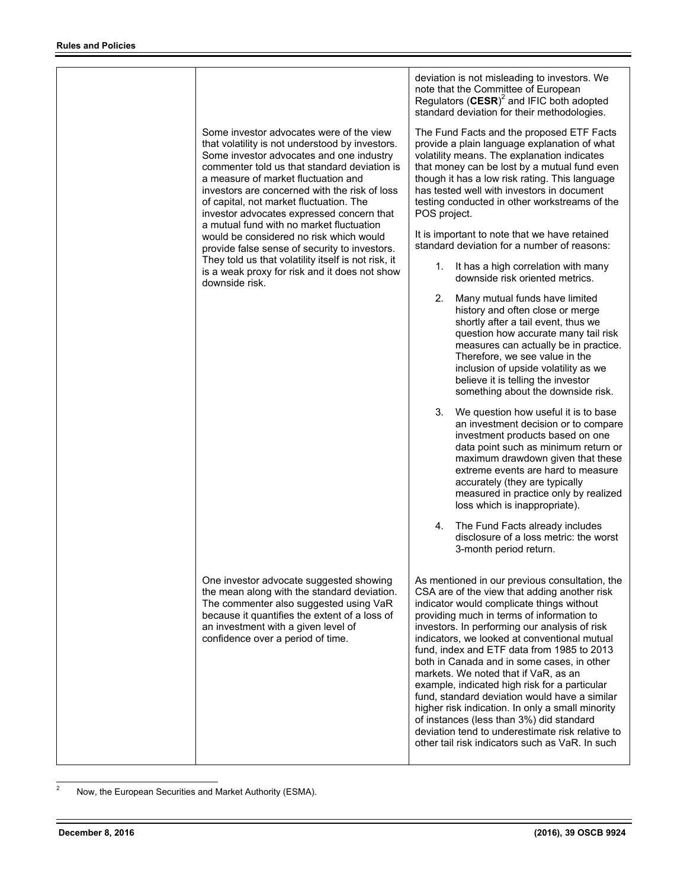| | | |
|---|---|---|
| | | deviation is not misleading to investors. We note that the Committee of European Regulators (**CESR**)[2] and IFIC both adopted standard deviation for their methodologies. |
| | Some investor advocates were of the view that volatility is not understood by investors. Some investor advocates and one industry commenter told us that standard deviation is a measure of market fluctuation and investors are concerned with the risk of loss of capital, not market fluctuation. The investor advocates expressed concern that a mutual fund with no market fluctuation would be considered no risk which would provide false sense of security to investors. They told us that volatility itself is not risk, it is a weak proxy for risk and it does not show downside risk. | The Fund Facts and the proposed ETF Facts provide a plain language explanation of what volatility means. The explanation indicates that money can be lost by a mutual fund even though it has a low risk rating. This language has tested well with investors in document testing conducted in other workstreams of the POS project.<br><br>It is important to note that we have retained standard deviation for a number of reasons:<br><br>1. It has a high correlation with many downside risk oriented metrics.<br><br>2. Many mutual funds have limited history and often close or merge shortly after a tail event, thus we question how accurate many tail risk measures can actually be in practice. Therefore, we see value in the inclusion of upside volatility as we believe it is telling the investor something about the downside risk.<br><br>3. We question how useful it is to base an investment decision or to compare investment products based on one data point such as minimum return or maximum drawdown given that these extreme events are hard to measure accurately (they are typically measured in practice only by realized loss which is inappropriate).<br><br>4. The Fund Facts already includes disclosure of a loss metric: the worst 3-month period return. |
| | One investor advocate suggested showing the mean along with the standard deviation. The commenter also suggested using VaR because it quantifies the extent of a loss of an investment with a given level of confidence over a period of time. | As mentioned in our previous consultation, the CSA are of the view that adding another risk indicator would complicate things without providing much in terms of information to investors. In performing our analysis of risk indicators, we looked at conventional mutual fund, index and ETF data from 1985 to 2013 both in Canada and in some cases, in other markets. We noted that if VaR, as an example, indicated high risk for a particular fund, standard deviation would have a similar higher risk indication. In only a small minority of instances (less than 3%) did standard deviation tend to underestimate risk relative to other tail risk indicators such as VaR. In such |

[2] Now, the European Securities and Market Authority (ESMA).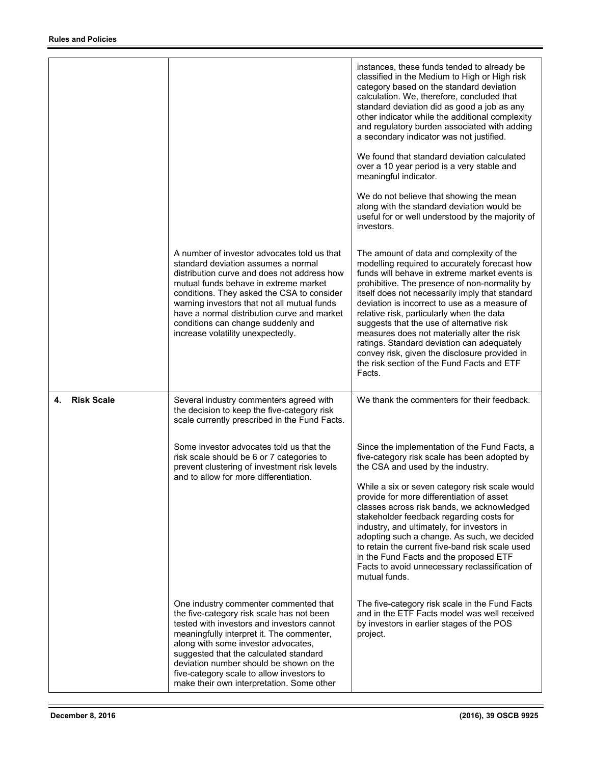| | | |
|---|---|---|
| | | instances, these funds tended to already be classified in the Medium to High or High risk category based on the standard deviation calculation. We, therefore, concluded that standard deviation did as good a job as any other indicator while the additional complexity and regulatory burden associated with adding a secondary indicator was not justified.<br><br>We found that standard deviation calculated over a 10 year period is a very stable and meaningful indicator.<br><br>We do not believe that showing the mean along with the standard deviation would be useful for or well understood by the majority of investors. |
| | A number of investor advocates told us that standard deviation assumes a normal distribution curve and does not address how mutual funds behave in extreme market conditions. They asked the CSA to consider warning investors that not all mutual funds have a normal distribution curve and market conditions can change suddenly and increase volatility unexpectedly. | The amount of data and complexity of the modelling required to accurately forecast how funds will behave in extreme market events is prohibitive. The presence of non-normality by itself does not necessarily imply that standard deviation is incorrect to use as a measure of relative risk, particularly when the data suggests that the use of alternative risk measures does not materially alter the risk ratings. Standard deviation can adequately convey risk, given the disclosure provided in the risk section of the Fund Facts and ETF Facts. |
| **4. Risk Scale** | Several industry commenters agreed with the decision to keep the five-category risk scale currently prescribed in the Fund Facts. | We thank the commenters for their feedback. |
| | Some investor advocates told us that the risk scale should be 6 or 7 categories to prevent clustering of investment risk levels and to allow for more differentiation. | Since the implementation of the Fund Facts, a five-category risk scale has been adopted by the CSA and used by the industry.<br><br>While a six or seven category risk scale would provide for more differentiation of asset classes across risk bands, we acknowledged stakeholder feedback regarding costs for industry, and ultimately, for investors in adopting such a change. As such, we decided to retain the current five-band risk scale used in the Fund Facts and the proposed ETF Facts to avoid unnecessary reclassification of mutual funds. |
| | One industry commenter commented that the five-category risk scale has not been tested with investors and investors cannot meaningfully interpret it. The commenter, along with some investor advocates, suggested that the calculated standard deviation number should be shown on the five-category scale to allow investors to make their own interpretation. Some other | The five-category risk scale in the Fund Facts and in the ETF Facts model was well received by investors in earlier stages of the POS project. |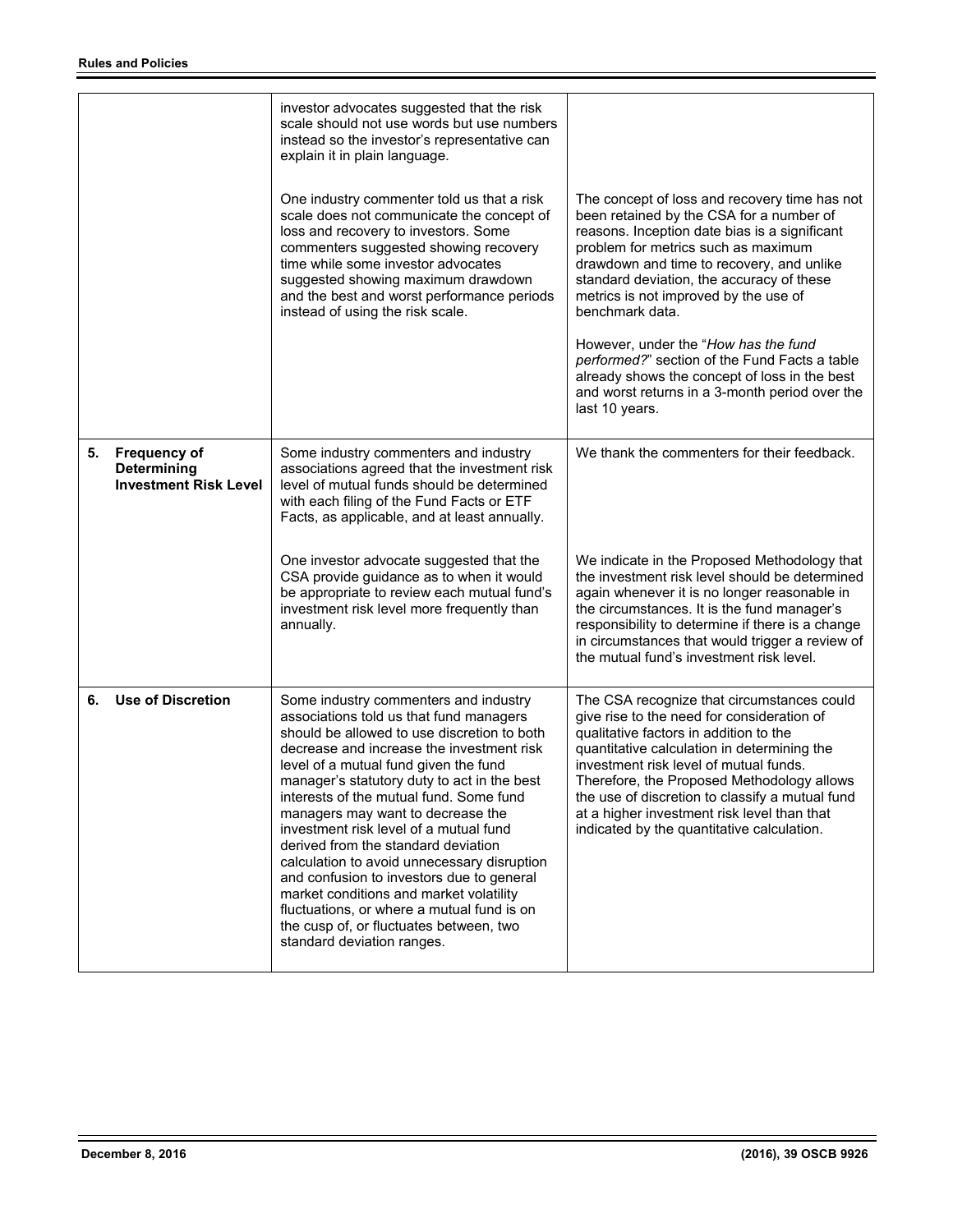| | | |
|---|---|---|
| | investor advocates suggested that the risk scale should not use words but use numbers instead so the investor's representative can explain it in plain language.<br><br>One industry commenter told us that a risk scale does not communicate the concept of loss and recovery to investors. Some commenters suggested showing recovery time while some investor advocates suggested showing maximum drawdown and the best and worst performance periods instead of using the risk scale. | The concept of loss and recovery time has not been retained by the CSA for a number of reasons. Inception date bias is a significant problem for metrics such as maximum drawdown and time to recovery, and unlike standard deviation, the accuracy of these metrics is not improved by the use of benchmark data.<br><br>However, under the "*How has the fund performed?*" section of the Fund Facts a table already shows the concept of loss in the best and worst returns in a 3-month period over the last 10 years. |
| **5. Frequency of Determining Investment Risk Level** | Some industry commenters and industry associations agreed that the investment risk level of mutual funds should be determined with each filing of the Fund Facts or ETF Facts, as applicable, and at least annually.<br><br>One investor advocate suggested that the CSA provide guidance as to when it would be appropriate to review each mutual fund's investment risk level more frequently than annually. | We thank the commenters for their feedback.<br><br>We indicate in the Proposed Methodology that the investment risk level should be determined again whenever it is no longer reasonable in the circumstances. It is the fund manager's responsibility to determine if there is a change in circumstances that would trigger a review of the mutual fund's investment risk level. |
| **6. Use of Discretion** | Some industry commenters and industry associations told us that fund managers should be allowed to use discretion to both decrease and increase the investment risk level of a mutual fund given the fund manager's statutory duty to act in the best interests of the mutual fund. Some fund managers may want to decrease the investment risk level of a mutual fund derived from the standard deviation calculation to avoid unnecessary disruption and confusion to investors due to general market conditions and market volatility fluctuations, or where a mutual fund is on the cusp of, or fluctuates between, two standard deviation ranges. | The CSA recognize that circumstances could give rise to the need for consideration of qualitative factors in addition to the quantitative calculation in determining the investment risk level of mutual funds. Therefore, the Proposed Methodology allows the use of discretion to classify a mutual fund at a higher investment risk level than that indicated by the quantitative calculation. |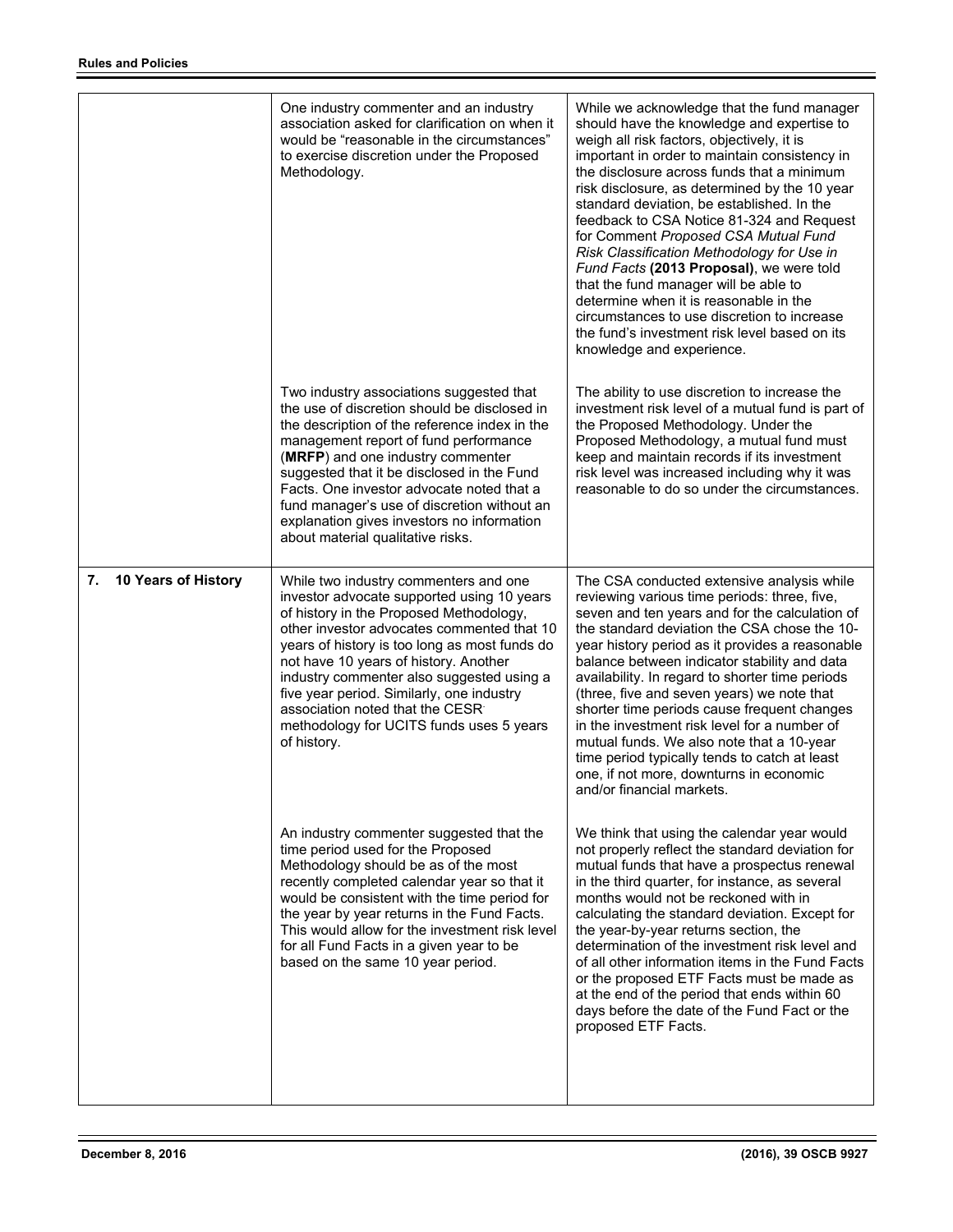| | | |
|---|---|---|
| | One industry commenter and an industry association asked for clarification on when it would be "reasonable in the circumstances" to exercise discretion under the Proposed Methodology. | While we acknowledge that the fund manager should have the knowledge and expertise to weigh all risk factors, objectively, it is important in order to maintain consistency in the disclosure across funds that a minimum risk disclosure, as determined by the 10 year standard deviation, be established. In the feedback to CSA Notice 81-324 and Request for Comment *Proposed CSA Mutual Fund Risk Classification Methodology for Use in Fund Facts* **(2013 Proposal)**, we were told that the fund manager will be able to determine when it is reasonable in the circumstances to use discretion to increase the fund's investment risk level based on its knowledge and experience. |
| | Two industry associations suggested that the use of discretion should be disclosed in the description of the reference index in the management report of fund performance (**MRFP**) and one industry commenter suggested that it be disclosed in the Fund Facts. One investor advocate noted that a fund manager's use of discretion without an explanation gives investors no information about material qualitative risks. | The ability to use discretion to increase the investment risk level of a mutual fund is part of the Proposed Methodology. Under the Proposed Methodology, a mutual fund must keep and maintain records if its investment risk level was increased including why it was reasonable to do so under the circumstances. |
| **7. 10 Years of History** | While two industry commenters and one investor advocate supported using 10 years of history in the Proposed Methodology, other investor advocates commented that 10 years of history is too long as most funds do not have 10 years of history. Another industry commenter also suggested using a five year period. Similarly, one industry association noted that the CESR methodology for UCITS funds uses 5 years of history. | The CSA conducted extensive analysis while reviewing various time periods: three, five, seven and ten years and for the calculation of the standard deviation the CSA chose the 10-year history period as it provides a reasonable balance between indicator stability and data availability. In regard to shorter time periods (three, five and seven years) we note that shorter time periods cause frequent changes in the investment risk level for a number of mutual funds. We also note that a 10-year time period typically tends to catch at least one, if not more, downturns in economic and/or financial markets. |
| | An industry commenter suggested that the time period used for the Proposed Methodology should be as of the most recently completed calendar year so that it would be consistent with the time period for the year by year returns in the Fund Facts. This would allow for the investment risk level for all Fund Facts in a given year to be based on the same 10 year period. | We think that using the calendar year would not properly reflect the standard deviation for mutual funds that have a prospectus renewal in the third quarter, for instance, as several months would not be reckoned with in calculating the standard deviation. Except for the year-by-year returns section, the determination of the investment risk level and of all other information items in the Fund Facts or the proposed ETF Facts must be made as at the end of the period that ends within 60 days before the date of the Fund Fact or the proposed ETF Facts. |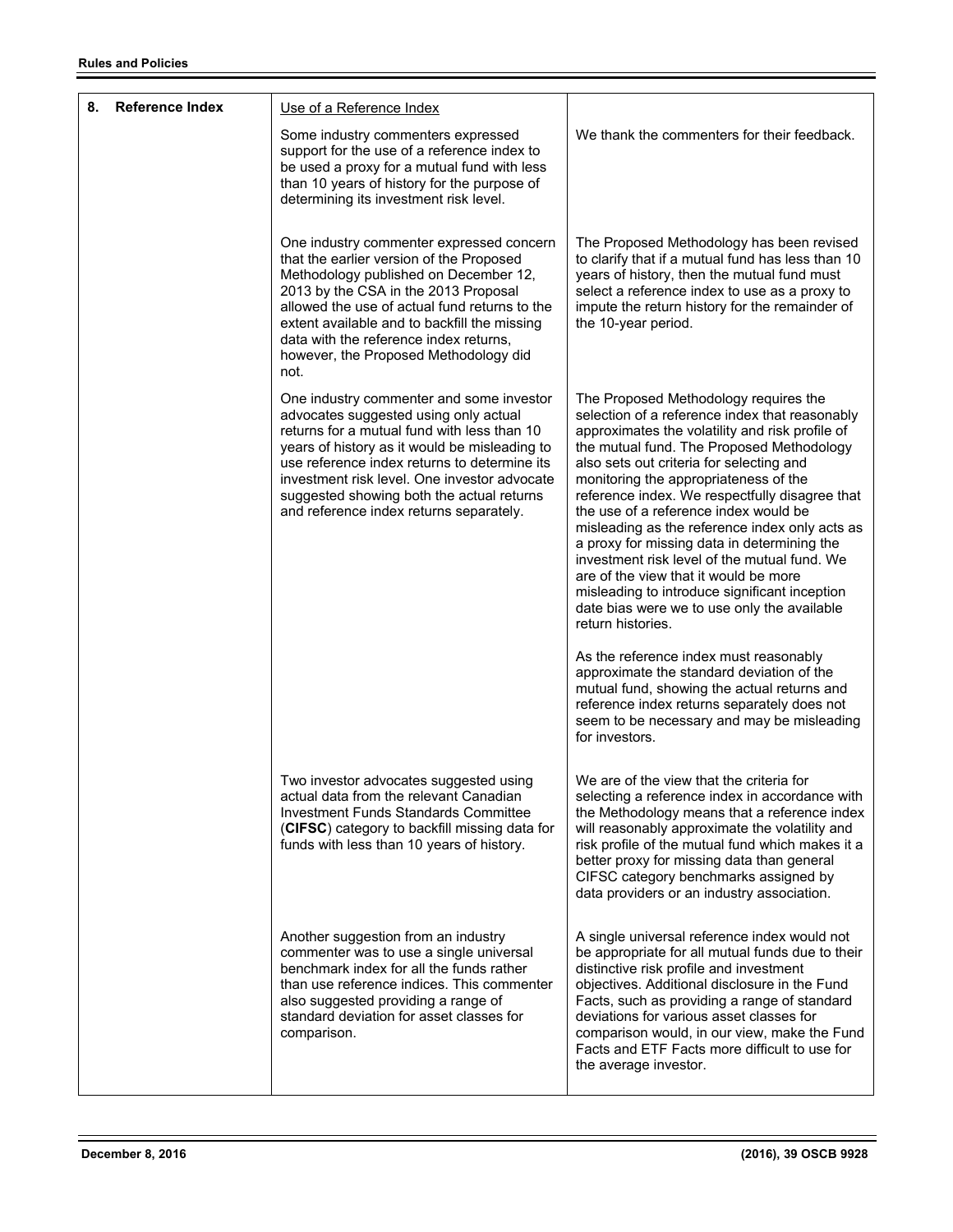| | | |
|---|---|---|
| **8. Reference Index** | Use of a Reference Index | |
| | Some industry commenters expressed support for the use of a reference index to be used a proxy for a mutual fund with less than 10 years of history for the purpose of determining its investment risk level. | We thank the commenters for their feedback. |
| | One industry commenter expressed concern that the earlier version of the Proposed Methodology published on December 12, 2013 by the CSA in the 2013 Proposal allowed the use of actual fund returns to the extent available and to backfill the missing data with the reference index returns, however, the Proposed Methodology did not. | The Proposed Methodology has been revised to clarify that if a mutual fund has less than 10 years of history, then the mutual fund must select a reference index to use as a proxy to impute the return history for the remainder of the 10-year period. |
| | One industry commenter and some investor advocates suggested using only actual returns for a mutual fund with less than 10 years of history as it would be misleading to use reference index returns to determine its investment risk level. One investor advocate suggested showing both the actual returns and reference index returns separately. | The Proposed Methodology requires the selection of a reference index that reasonably approximates the volatility and risk profile of the mutual fund. The Proposed Methodology also sets out criteria for selecting and monitoring the appropriateness of the reference index. We respectfully disagree that the use of a reference index would be misleading as the reference index only acts as a proxy for missing data in determining the investment risk level of the mutual fund. We are of the view that it would be more misleading to introduce significant inception date bias were we to use only the available return histories.<br><br>As the reference index must reasonably approximate the standard deviation of the mutual fund, showing the actual returns and reference index returns separately does not seem to be necessary and may be misleading for investors. |
| | Two investor advocates suggested using actual data from the relevant Canadian Investment Funds Standards Committee (**CIFSC**) category to backfill missing data for funds with less than 10 years of history. | We are of the view that the criteria for selecting a reference index in accordance with the Methodology means that a reference index will reasonably approximate the volatility and risk profile of the mutual fund which makes it a better proxy for missing data than general CIFSC category benchmarks assigned by data providers or an industry association. |
| | Another suggestion from an industry commenter was to use a single universal benchmark index for all the funds rather than use reference indices. This commenter also suggested providing a range of standard deviation for asset classes for comparison. | A single universal reference index would not be appropriate for all mutual funds due to their distinctive risk profile and investment objectives. Additional disclosure in the Fund Facts, such as providing a range of standard deviations for various asset classes for comparison would, in our view, make the Fund Facts and ETF Facts more difficult to use for the average investor. |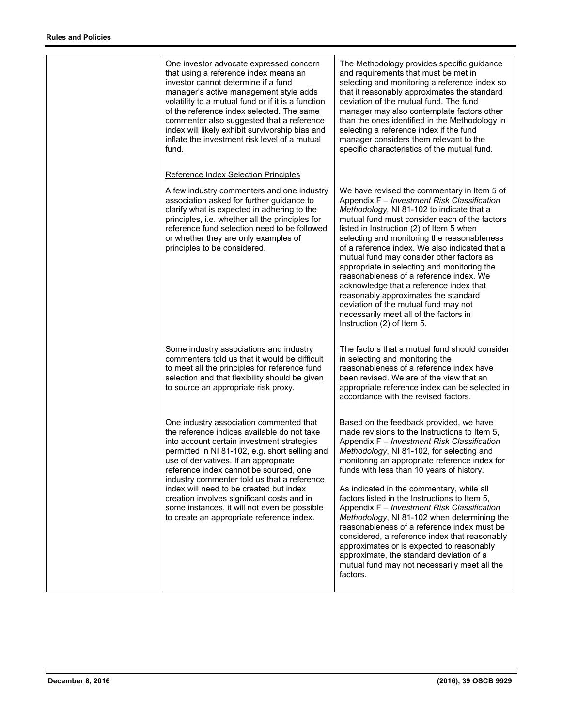| | | |
|---|---|---|
| | One investor advocate expressed concern that using a reference index means an investor cannot determine if a fund manager's active management style adds volatility to a mutual fund or if it is a function of the reference index selected. The same commenter also suggested that a reference index will likely exhibit survivorship bias and inflate the investment risk level of a mutual fund. | The Methodology provides specific guidance and requirements that must be met in selecting and monitoring a reference index so that it reasonably approximates the standard deviation of the mutual fund. The fund manager may also contemplate factors other than the ones identified in the Methodology in selecting a reference index if the fund manager considers them relevant to the specific characteristics of the mutual fund. |
| | <u>Reference Index Selection Principles</u><br><br>A few industry commenters and one industry association asked for further guidance to clarify what is expected in adhering to the principles, i.e. whether all the principles for reference fund selection need to be followed or whether they are only examples of principles to be considered. | We have revised the commentary in Item 5 of Appendix F – *Investment Risk Classification Methodology,* NI 81-102 to indicate that a mutual fund must consider each of the factors listed in Instruction (2) of Item 5 when selecting and monitoring the reasonableness of a reference index. We also indicated that a mutual fund may consider other factors as appropriate in selecting and monitoring the reasonableness of a reference index. We acknowledge that a reference index that reasonably approximates the standard deviation of the mutual fund may not necessarily meet all of the factors in Instruction (2) of Item 5. |
| | Some industry associations and industry commenters told us that it would be difficult to meet all the principles for reference fund selection and that flexibility should be given to source an appropriate risk proxy. | The factors that a mutual fund should consider in selecting and monitoring the reasonableness of a reference index have been revised. We are of the view that an appropriate reference index can be selected in accordance with the revised factors. |
| | One industry association commented that the reference indices available do not take into account certain investment strategies permitted in NI 81-102, e.g. short selling and use of derivatives. If an appropriate reference index cannot be sourced, one industry commenter told us that a reference index will need to be created but index creation involves significant costs and in some instances, it will not even be possible to create an appropriate reference index. | Based on the feedback provided, we have made revisions to the Instructions to Item 5, Appendix F – *Investment Risk Classification Methodology*, NI 81-102, for selecting and monitoring an appropriate reference index for funds with less than 10 years of history.<br><br>As indicated in the commentary, while all factors listed in the Instructions to Item 5, Appendix F – *Investment Risk Classification Methodology*, NI 81-102 when determining the reasonableness of a reference index must be considered, a reference index that reasonably approximates or is expected to reasonably approximate, the standard deviation of a mutual fund may not necessarily meet all the factors. |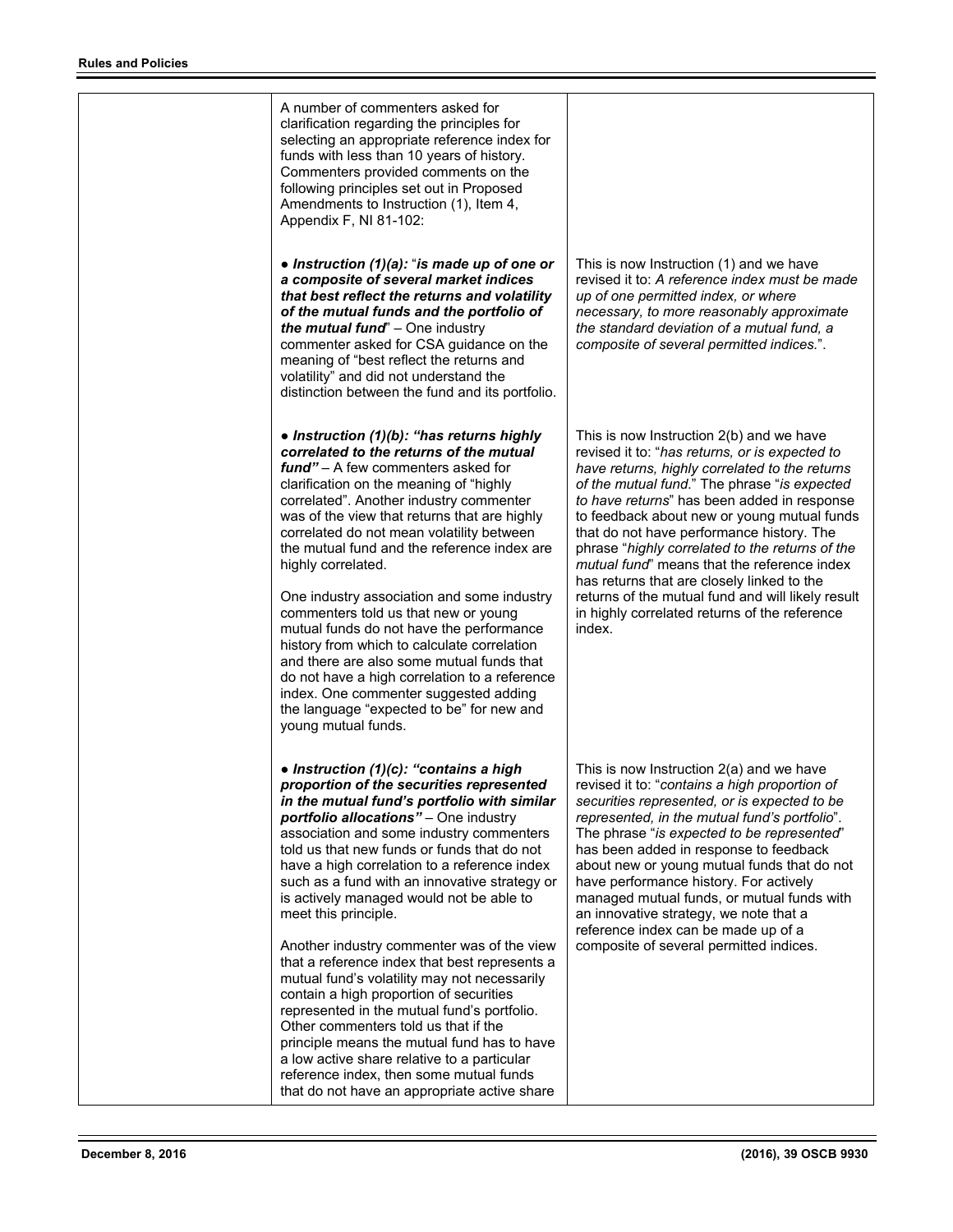| | | |
|---|---|---|
| | A number of commenters asked for clarification regarding the principles for selecting an appropriate reference index for funds with less than 10 years of history. Commenters provided comments on the following principles set out in Proposed Amendments to Instruction (1), Item 4, Appendix F, NI 81-102: | |
| | **● *Instruction (1)(a):*** "***is made up of one or a composite of several market indices that best reflect the returns and volatility of the mutual funds and the portfolio of the mutual fund***" – One industry commenter asked for CSA guidance on the meaning of "best reflect the returns and volatility" and did not understand the distinction between the fund and its portfolio. | This is now Instruction (1) and we have revised it to: *A reference index must be made up of one permitted index, or where necessary, to more reasonably approximate the standard deviation of a mutual fund, a composite of several permitted indices.*". |
| | **● *Instruction (1)(b): "has returns highly correlated to the returns of the mutual fund"*** – A few commenters asked for clarification on the meaning of "highly correlated". Another industry commenter was of the view that returns that are highly correlated do not mean volatility between the mutual fund and the reference index are highly correlated.<br><br>One industry association and some industry commenters told us that new or young mutual funds do not have the performance history from which to calculate correlation and there are also some mutual funds that do not have a high correlation to a reference index. One commenter suggested adding the language "expected to be" for new and young mutual funds. | This is now Instruction 2(b) and we have revised it to: "*has returns, or is expected to have returns, highly correlated to the returns of the mutual fund.*" The phrase "*is expected to have returns*" has been added in response to feedback about new or young mutual funds that do not have performance history. The phrase "*highly correlated to the returns of the mutual fund*" means that the reference index has returns that are closely linked to the returns of the mutual fund and will likely result in highly correlated returns of the reference index. |
| | **● *Instruction (1)(c): "contains a high proportion of the securities represented in the mutual fund's portfolio with similar portfolio allocations"*** – One industry association and some industry commenters told us that new funds or funds that do not have a high correlation to a reference index such as a fund with an innovative strategy or is actively managed would not be able to meet this principle.<br><br>Another industry commenter was of the view that a reference index that best represents a mutual fund's volatility may not necessarily contain a high proportion of securities represented in the mutual fund's portfolio. Other commenters told us that if the principle means the mutual fund has to have a low active share relative to a particular reference index, then some mutual funds that do not have an appropriate active share | This is now Instruction 2(a) and we have revised it to: "*contains a high proportion of securities represented, or is expected to be represented, in the mutual fund's portfolio*". The phrase "*is expected to be represented*" has been added in response to feedback about new or young mutual funds that do not have performance history. For actively managed mutual funds, or mutual funds with an innovative strategy, we note that a reference index can be made up of a composite of several permitted indices. |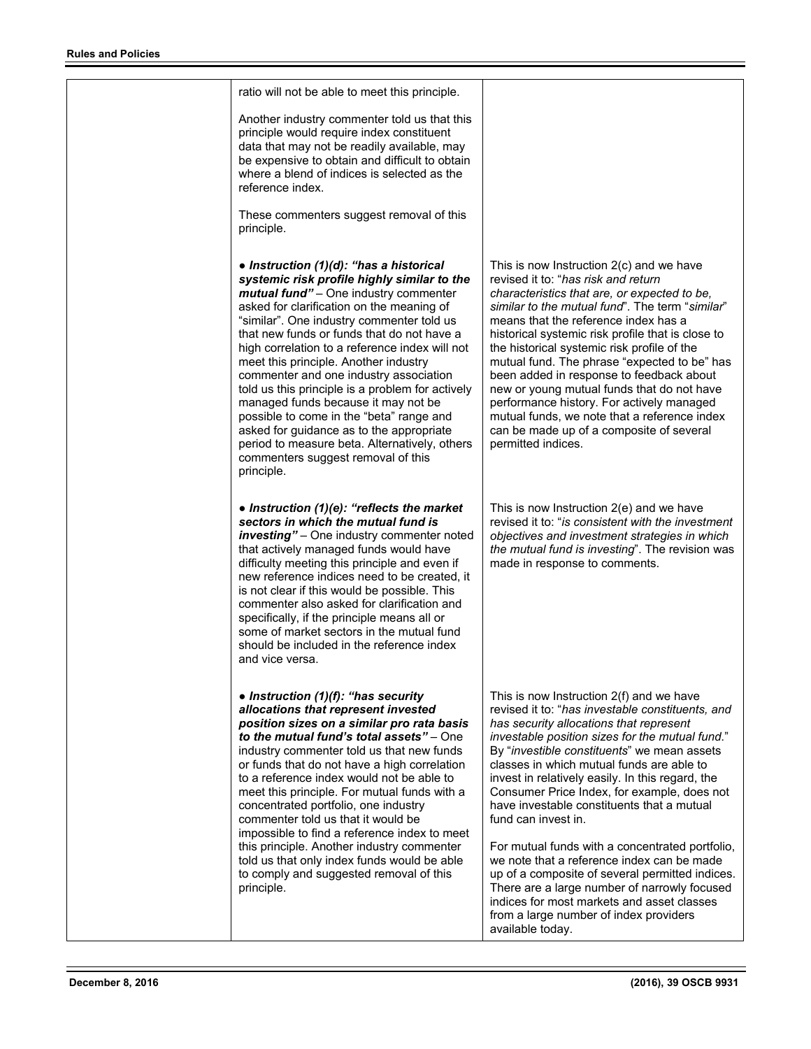| | | |
|---|---|---|
| | ratio will not be able to meet this principle.<br><br>Another industry commenter told us that this principle would require index constituent data that may not be readily available, may be expensive to obtain and difficult to obtain where a blend of indices is selected as the reference index.<br><br>These commenters suggest removal of this principle. | |
| | ● ***Instruction (1)(d): "has a historical systemic risk profile highly similar to the mutual fund"*** – One industry commenter asked for clarification on the meaning of "similar". One industry commenter told us that new funds or funds that do not have a high correlation to a reference index will not meet this principle. Another industry commenter and one industry association told us this principle is a problem for actively managed funds because it may not be possible to come in the "beta" range and asked for guidance as to the appropriate period to measure beta. Alternatively, others commenters suggest removal of this principle. | This is now Instruction 2(c) and we have revised it to: "*has risk and return characteristics that are, or expected to be, similar to the mutual fund*". The term "*similar*" means that the reference index has a historical systemic risk profile that is close to the historical systemic risk profile of the mutual fund. The phrase "expected to be" has been added in response to feedback about new or young mutual funds that do not have performance history. For actively managed mutual funds, we note that a reference index can be made up of a composite of several permitted indices. |
| | ● ***Instruction (1)(e): "reflects the market sectors in which the mutual fund is investing"*** – One industry commenter noted that actively managed funds would have difficulty meeting this principle and even if new reference indices need to be created, it is not clear if this would be possible. This commenter also asked for clarification and specifically, if the principle means all or some of market sectors in the mutual fund should be included in the reference index and vice versa. | This is now Instruction 2(e) and we have revised it to: "*is consistent with the investment objectives and investment strategies in which the mutual fund is investing*". The revision was made in response to comments. |
| | ● ***Instruction (1)(f): "has security allocations that represent invested position sizes on a similar pro rata basis to the mutual fund's total assets"*** – One industry commenter told us that new funds or funds that do not have a high correlation to a reference index would not be able to meet this principle. For mutual funds with a concentrated portfolio, one industry commenter told us that it would be impossible to find a reference index to meet this principle. Another industry commenter told us that only index funds would be able to comply and suggested removal of this principle. | This is now Instruction 2(f) and we have revised it to: "*has investable constituents, and has security allocations that represent investable position sizes for the mutual fund.*" By "*investible constituents*" we mean assets classes in which mutual funds are able to invest in relatively easily. In this regard, the Consumer Price Index, for example, does not have investable constituents that a mutual fund can invest in.<br><br>For mutual funds with a concentrated portfolio, we note that a reference index can be made up of a composite of several permitted indices. There are a large number of narrowly focused indices for most markets and asset classes from a large number of index providers available today. |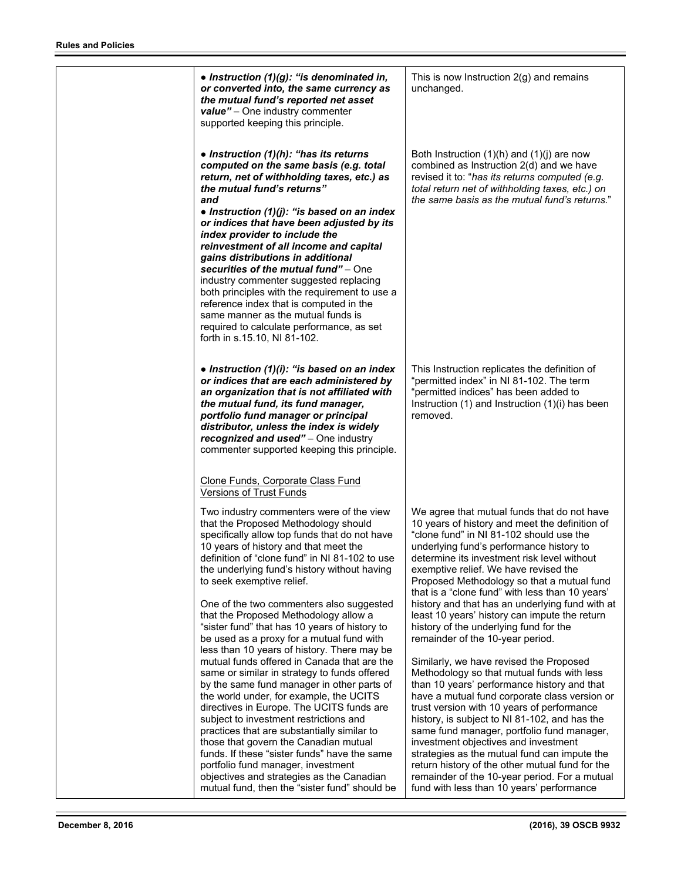| | | |
|---|---|---|
| | ● ***Instruction (1)(g): "is denominated in, or converted into, the same currency as the mutual fund's reported net asset value"*** – One industry commenter supported keeping this principle. | This is now Instruction 2(g) and remains unchanged. |
| | ● ***Instruction (1)(h): "has its returns computed on the same basis (e.g. total return, net of withholding taxes, etc.) as the mutual fund's returns" and*** ● ***Instruction (1)(j): "is based on an index or indices that have been adjusted by its index provider to include the reinvestment of all income and capital gains distributions in additional securities of the mutual fund"*** – One industry commenter suggested replacing both principles with the requirement to use a reference index that is computed in the same manner as the mutual funds is required to calculate performance, as set forth in s.15.10, NI 81-102. | Both Instruction (1)(h) and (1)(j) are now combined as Instruction 2(d) and we have revised it to: "*has its returns computed (e.g. total return net of withholding taxes, etc.) on the same basis as the mutual fund's returns.*" |
| | ● ***Instruction (1)(i): "is based on an index or indices that are each administered by an organization that is not affiliated with the mutual fund, its fund manager, portfolio fund manager or principal distributor, unless the index is widely recognized and used"*** – One industry commenter supported keeping this principle. | This Instruction replicates the definition of "permitted index" in NI 81-102. The term "permitted indices" has been added to Instruction (1) and Instruction (1)(i) has been removed. |
| | <u>Clone Funds, Corporate Class Fund Versions of Trust Funds</u><br><br>Two industry commenters were of the view that the Proposed Methodology should specifically allow top funds that do not have 10 years of history and that meet the definition of "clone fund" in NI 81-102 to use the underlying fund's history without having to seek exemptive relief.<br><br>One of the two commenters also suggested that the Proposed Methodology allow a "sister fund" that has 10 years of history to be used as a proxy for a mutual fund with less than 10 years of history. There may be mutual funds offered in Canada that are the same or similar in strategy to funds offered by the same fund manager in other parts of the world under, for example, the UCITS directives in Europe. The UCITS funds are subject to investment restrictions and practices that are substantially similar to those that govern the Canadian mutual funds. If these "sister funds" have the same portfolio fund manager, investment objectives and strategies as the Canadian mutual fund, then the "sister fund" should be | We agree that mutual funds that do not have 10 years of history and meet the definition of "clone fund" in NI 81-102 should use the underlying fund's performance history to determine its investment risk level without exemptive relief. We have revised the Proposed Methodology so that a mutual fund that is a "clone fund" with less than 10 years' history and that has an underlying fund with at least 10 years' history can impute the return history of the underlying fund for the remainder of the 10-year period.<br><br>Similarly, we have revised the Proposed Methodology so that mutual funds with less than 10 years' performance history and that have a mutual fund corporate class version or trust version with 10 years of performance history, is subject to NI 81-102, and has the same fund manager, portfolio fund manager, investment objectives and investment strategies as the mutual fund can impute the return history of the other mutual fund for the remainder of the 10-year period. For a mutual fund with less than 10 years' performance |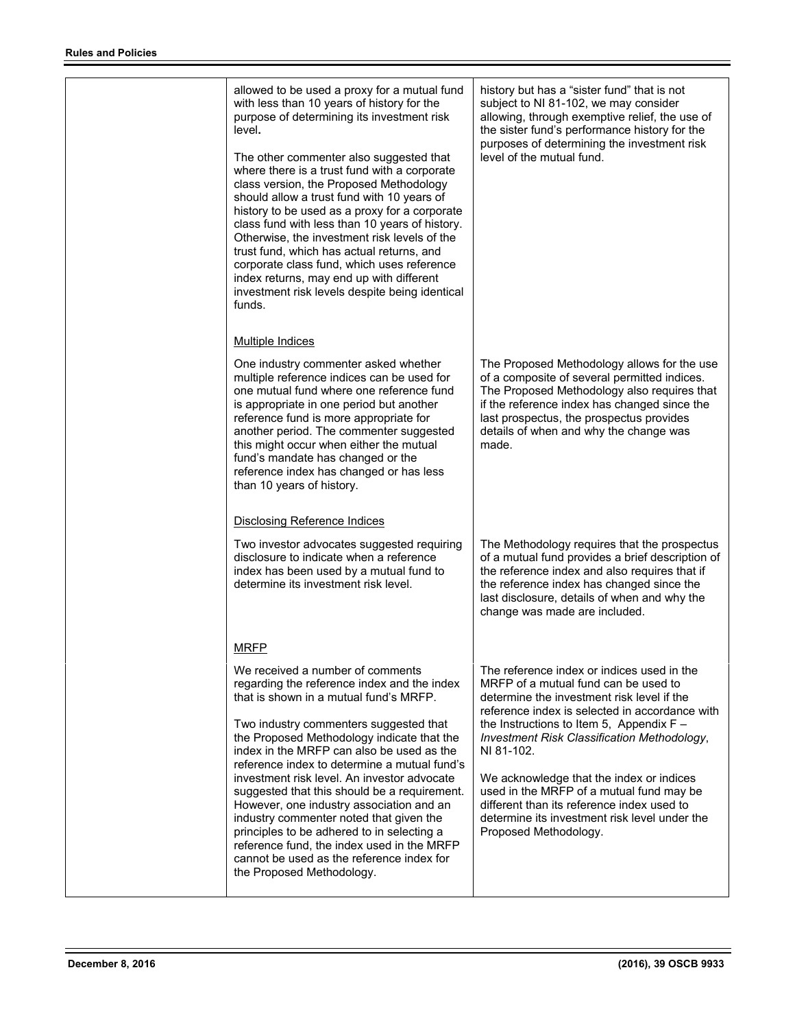| | | |
|---|---|---|
| | allowed to be used a proxy for a mutual fund with less than 10 years of history for the purpose of determining its investment risk level.<br><br>The other commenter also suggested that where there is a trust fund with a corporate class version, the Proposed Methodology should allow a trust fund with 10 years of history to be used as a proxy for a corporate class fund with less than 10 years of history. Otherwise, the investment risk levels of the trust fund, which has actual returns, and corporate class fund, which uses reference index returns, may end up with different investment risk levels despite being identical funds. | history but has a "sister fund" that is not subject to NI 81-102, we may consider allowing, through exemptive relief, the use of the sister fund's performance history for the purposes of determining the investment risk level of the mutual fund. |
| | <u>Multiple Indices</u><br><br>One industry commenter asked whether multiple reference indices can be used for one mutual fund where one reference fund is appropriate in one period but another reference fund is more appropriate for another period. The commenter suggested this might occur when either the mutual fund's mandate has changed or the reference index has changed or has less than 10 years of history. | The Proposed Methodology allows for the use of a composite of several permitted indices. The Proposed Methodology also requires that if the reference index has changed since the last prospectus, the prospectus provides details of when and why the change was made. |
| | <u>Disclosing Reference Indices</u><br><br>Two investor advocates suggested requiring disclosure to indicate when a reference index has been used by a mutual fund to determine its investment risk level. | The Methodology requires that the prospectus of a mutual fund provides a brief description of the reference index and also requires that if the reference index has changed since the last disclosure, details of when and why the change was made are included. |
| | <u>MRFP</u><br><br>We received a number of comments regarding the reference index and the index that is shown in a mutual fund's MRFP.<br><br>Two industry commenters suggested that the Proposed Methodology indicate that the index in the MRFP can also be used as the reference index to determine a mutual fund's investment risk level. An investor advocate suggested that this should be a requirement. However, one industry association and an industry commenter noted that given the principles to be adhered to in selecting a reference fund, the index used in the MRFP cannot be used as the reference index for the Proposed Methodology. | The reference index or indices used in the MRFP of a mutual fund can be used to determine the investment risk level if the reference index is selected in accordance with the Instructions to Item 5, Appendix F – *Investment Risk Classification Methodology*, NI 81-102.<br><br>We acknowledge that the index or indices used in the MRFP of a mutual fund may be different than its reference index used to determine its investment risk level under the Proposed Methodology. |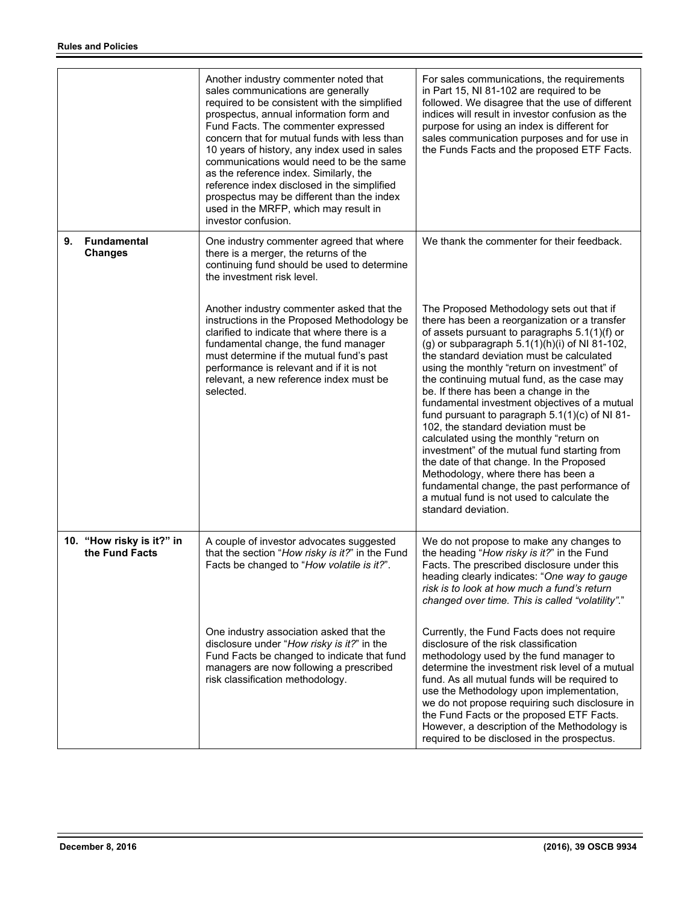| | | |
|---|---|---|
| | Another industry commenter noted that sales communications are generally required to be consistent with the simplified prospectus, annual information form and Fund Facts. The commenter expressed concern that for mutual funds with less than 10 years of history, any index used in sales communications would need to be the same as the reference index. Similarly, the reference index disclosed in the simplified prospectus may be different than the index used in the MRFP, which may result in investor confusion. | For sales communications, the requirements in Part 15, NI 81-102 are required to be followed. We disagree that the use of different indices will result in investor confusion as the purpose for using an index is different for sales communication purposes and for use in the Funds Facts and the proposed ETF Facts. |
| **9. Fundamental Changes** | One industry commenter agreed that where there is a merger, the returns of the continuing fund should be used to determine the investment risk level. | We thank the commenter for their feedback. |
| | Another industry commenter asked that the instructions in the Proposed Methodology be clarified to indicate that where there is a fundamental change, the fund manager must determine if the mutual fund's past performance is relevant and if it is not relevant, a new reference index must be selected. | The Proposed Methodology sets out that if there has been a reorganization or a transfer of assets pursuant to paragraphs 5.1(1)(f) or (g) or subparagraph 5.1(1)(h)(i) of NI 81-102, the standard deviation must be calculated using the monthly "return on investment" of the continuing mutual fund, as the case may be. If there has been a change in the fundamental investment objectives of a mutual fund pursuant to paragraph 5.1(1)(c) of NI 81-102, the standard deviation must be calculated using the monthly "return on investment" of the mutual fund starting from the date of that change. In the Proposed Methodology, where there has been a fundamental change, the past performance of a mutual fund is not used to calculate the standard deviation. |
| **10. "How risky is it?" in the Fund Facts** | A couple of investor advocates suggested that the section "*How risky is it?*" in the Fund Facts be changed to "*How volatile is it?*". | We do not propose to make any changes to the heading "*How risky is it?*" in the Fund Facts. The prescribed disclosure under this heading clearly indicates: "*One way to gauge risk is to look at how much a fund's return changed over time. This is called "volatility"*." |
| | One industry association asked that the disclosure under "*How risky is it?*" in the Fund Facts be changed to indicate that fund managers are now following a prescribed risk classification methodology. | Currently, the Fund Facts does not require disclosure of the risk classification methodology used by the fund manager to determine the investment risk level of a mutual fund. As all mutual funds will be required to use the Methodology upon implementation, we do not propose requiring such disclosure in the Fund Facts or the proposed ETF Facts. However, a description of the Methodology is required to be disclosed in the prospectus. |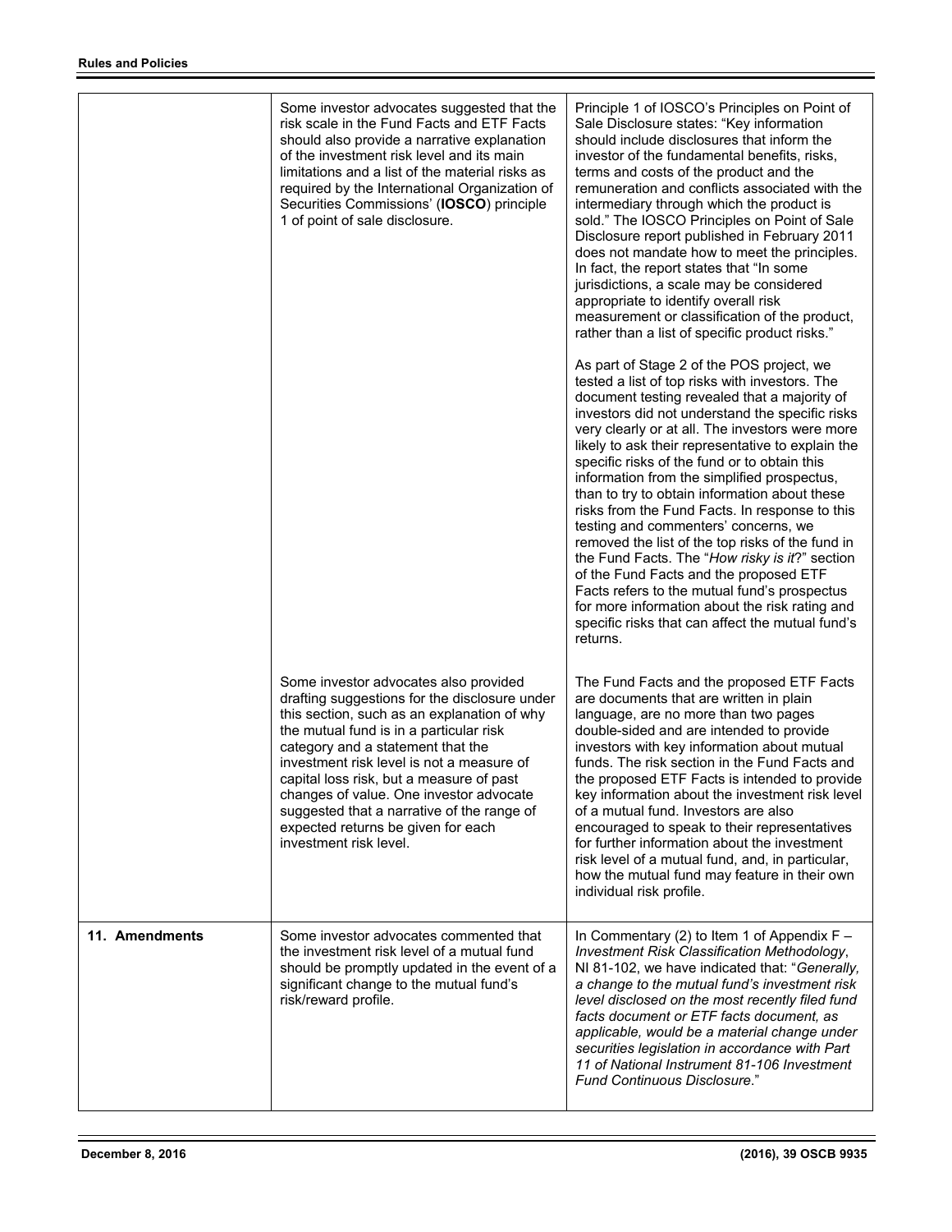| | | |
|---|---|---|
| | Some investor advocates suggested that the risk scale in the Fund Facts and ETF Facts should also provide a narrative explanation of the investment risk level and its main limitations and a list of the material risks as required by the International Organization of Securities Commissions' (**IOSCO**) principle 1 of point of sale disclosure. | Principle 1 of IOSCO's Principles on Point of Sale Disclosure states: "Key information should include disclosures that inform the investor of the fundamental benefits, risks, terms and costs of the product and the remuneration and conflicts associated with the intermediary through which the product is sold." The IOSCO Principles on Point of Sale Disclosure report published in February 2011 does not mandate how to meet the principles. In fact, the report states that "In some jurisdictions, a scale may be considered appropriate to identify overall risk measurement or classification of the product, rather than a list of specific product risks."<br><br>As part of Stage 2 of the POS project, we tested a list of top risks with investors. The document testing revealed that a majority of investors did not understand the specific risks very clearly or at all. The investors were more likely to ask their representative to explain the specific risks of the fund or to obtain this information from the simplified prospectus, than to try to obtain information about these risks from the Fund Facts. In response to this testing and commenters' concerns, we removed the list of the top risks of the fund in the Fund Facts. The "*How risky is it*?" section of the Fund Facts and the proposed ETF Facts refers to the mutual fund's prospectus for more information about the risk rating and specific risks that can affect the mutual fund's returns. |
| | Some investor advocates also provided drafting suggestions for the disclosure under this section, such as an explanation of why the mutual fund is in a particular risk category and a statement that the investment risk level is not a measure of capital loss risk, but a measure of past changes of value. One investor advocate suggested that a narrative of the range of expected returns be given for each investment risk level. | The Fund Facts and the proposed ETF Facts are documents that are written in plain language, are no more than two pages double-sided and are intended to provide investors with key information about mutual funds. The risk section in the Fund Facts and the proposed ETF Facts is intended to provide key information about the investment risk level of a mutual fund. Investors are also encouraged to speak to their representatives for further information about the investment risk level of a mutual fund, and, in particular, how the mutual fund may feature in their own individual risk profile. |
| **11. Amendments** | Some investor advocates commented that the investment risk level of a mutual fund should be promptly updated in the event of a significant change to the mutual fund's risk/reward profile. | In Commentary (2) to Item 1 of Appendix F – *Investment Risk Classification Methodology*, NI 81-102, we have indicated that: "*Generally, a change to the mutual fund's investment risk level disclosed on the most recently filed fund facts document or ETF facts document, as applicable, would be a material change under securities legislation in accordance with Part 11 of National Instrument 81-106 Investment Fund Continuous Disclosure*." |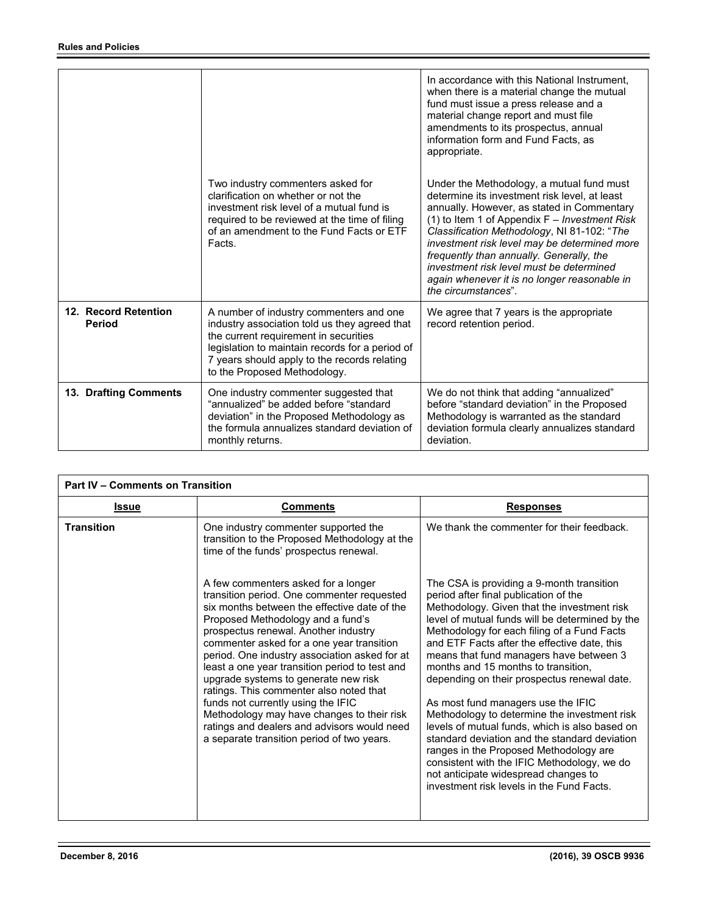| | | |
|---|---|---|
| | | In accordance with this National Instrument, when there is a material change the mutual fund must issue a press release and a material change report and must file amendments to its prospectus, annual information form and Fund Facts, as appropriate. |
| | Two industry commenters asked for clarification on whether or not the investment risk level of a mutual fund is required to be reviewed at the time of filing of an amendment to the Fund Facts or ETF Facts. | Under the Methodology, a mutual fund must determine its investment risk level, at least annually. However, as stated in Commentary (1) to Item 1 of Appendix F – *Investment Risk Classification Methodology*, NI 81-102: "*The investment risk level may be determined more frequently than annually. Generally, the investment risk level must be determined again whenever it is no longer reasonable in the circumstances*". |
| **12. Record Retention Period** | A number of industry commenters and one industry association told us they agreed that the current requirement in securities legislation to maintain records for a period of 7 years should apply to the records relating to the Proposed Methodology. | We agree that 7 years is the appropriate record retention period. |
| **13. Drafting Comments** | One industry commenter suggested that "annualized" be added before "standard deviation" in the Proposed Methodology as the formula annualizes standard deviation of monthly returns. | We do not think that adding "annualized" before "standard deviation" in the Proposed Methodology is warranted as the standard deviation formula clearly annualizes standard deviation. |

| **Part IV – Comments on Transition** | | |
|---|---|---|
| **Issue** | **Comments** | **Responses** |
| **Transition** | One industry commenter supported the transition to the Proposed Methodology at the time of the funds' prospectus renewal. | We thank the commenter for their feedback. |
| | A few commenters asked for a longer transition period. One commenter requested six months between the effective date of the Proposed Methodology and a fund's prospectus renewal. Another industry commenter asked for a one year transition period. One industry association asked for at least a one year transition period to test and upgrade systems to generate new risk ratings. This commenter also noted that funds not currently using the IFIC Methodology may have changes to their risk ratings and dealers and advisors would need a separate transition period of two years. | The CSA is providing a 9-month transition period after final publication of the Methodology. Given that the investment risk level of mutual funds will be determined by the Methodology for each filing of a Fund Facts and ETF Facts after the effective date, this means that fund managers have between 3 months and 15 months to transition, depending on their prospectus renewal date.<br><br>As most fund managers use the IFIC Methodology to determine the investment risk levels of mutual funds, which is also based on standard deviation and the standard deviation ranges in the Proposed Methodology are consistent with the IFIC Methodology, we do not anticipate widespread changes to investment risk levels in the Fund Facts. |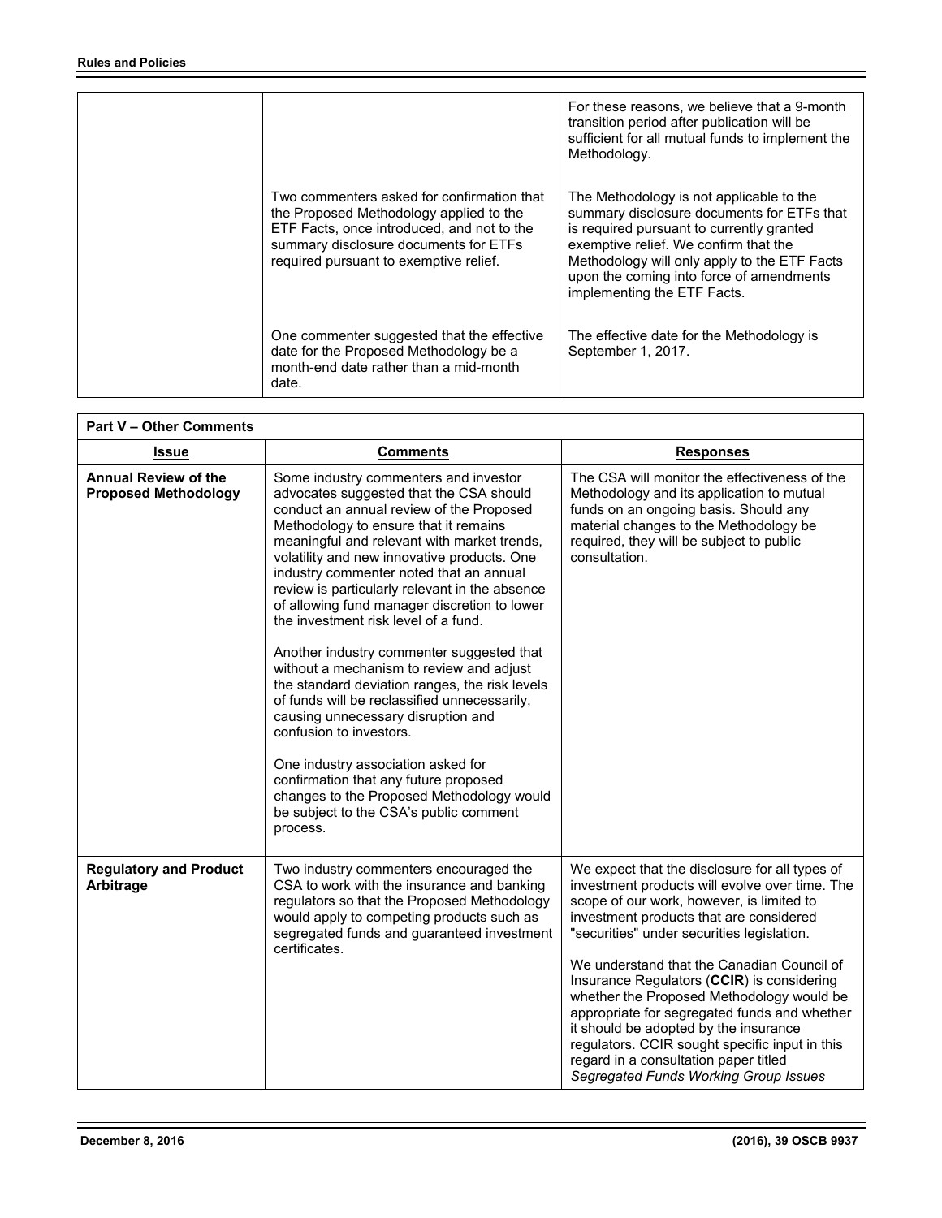| | | |
|---|---|---|
| | | For these reasons, we believe that a 9-month transition period after publication will be sufficient for all mutual funds to implement the Methodology. |
| | Two commenters asked for confirmation that the Proposed Methodology applied to the ETF Facts, once introduced, and not to the summary disclosure documents for ETFs required pursuant to exemptive relief. | The Methodology is not applicable to the summary disclosure documents for ETFs that is required pursuant to currently granted exemptive relief. We confirm that the Methodology will only apply to the ETF Facts upon the coming into force of amendments implementing the ETF Facts. |
| | One commenter suggested that the effective date for the Proposed Methodology be a month-end date rather than a mid-month date. | The effective date for the Methodology is September 1, 2017. |

| **Part V – Other Comments** | | |
|---|---|---|
| **Issue** | **Comments** | **Responses** |
| **Annual Review of the Proposed Methodology** | Some industry commenters and investor advocates suggested that the CSA should conduct an annual review of the Proposed Methodology to ensure that it remains meaningful and relevant with market trends, volatility and new innovative products. One industry commenter noted that an annual review is particularly relevant in the absence of allowing fund manager discretion to lower the investment risk level of a fund.<br><br>Another industry commenter suggested that without a mechanism to review and adjust the standard deviation ranges, the risk levels of funds will be reclassified unnecessarily, causing unnecessary disruption and confusion to investors.<br><br>One industry association asked for confirmation that any future proposed changes to the Proposed Methodology would be subject to the CSA's public comment process. | The CSA will monitor the effectiveness of the Methodology and its application to mutual funds on an ongoing basis. Should any material changes to the Methodology be required, they will be subject to public consultation. |
| **Regulatory and Product Arbitrage** | Two industry commenters encouraged the CSA to work with the insurance and banking regulators so that the Proposed Methodology would apply to competing products such as segregated funds and guaranteed investment certificates. | We expect that the disclosure for all types of investment products will evolve over time. The scope of our work, however, is limited to investment products that are considered "securities" under securities legislation.<br><br>We understand that the Canadian Council of Insurance Regulators (**CCIR**) is considering whether the Proposed Methodology would be appropriate for segregated funds and whether it should be adopted by the insurance regulators. CCIR sought specific input in this regard in a consultation paper titled *Segregated Funds Working Group Issues* |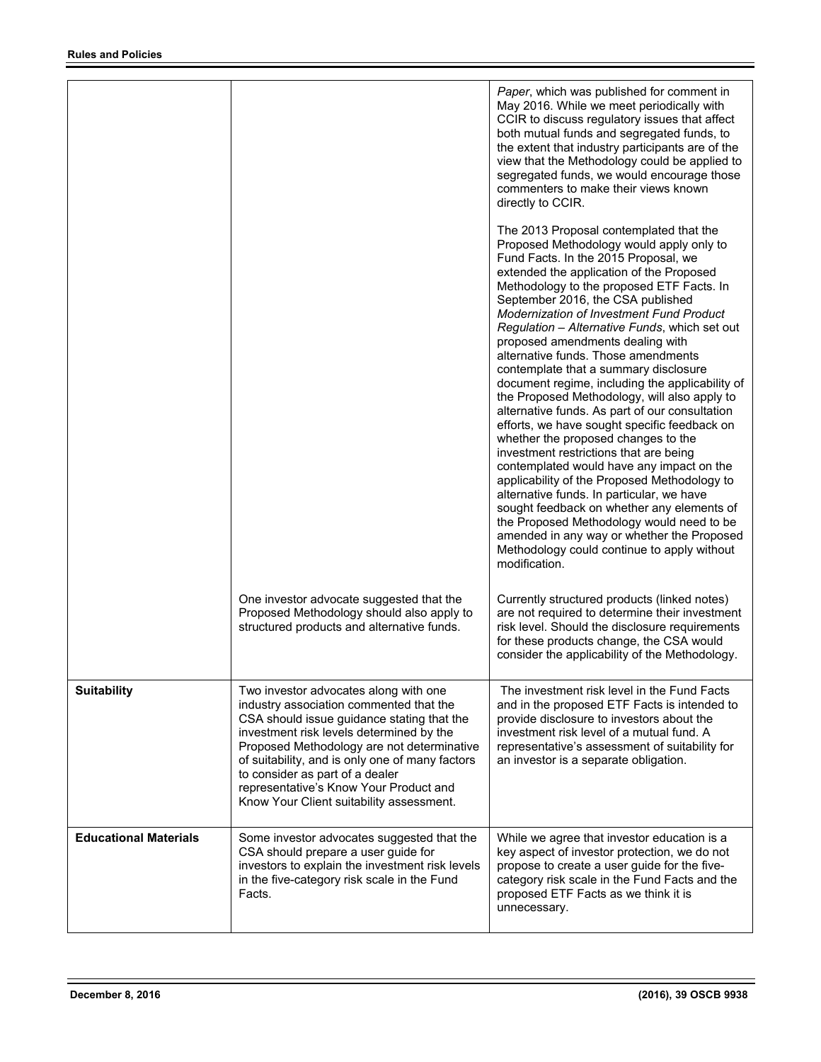| | | |
|---|---|---|
| | | *Paper*, which was published for comment in May 2016. While we meet periodically with CCIR to discuss regulatory issues that affect both mutual funds and segregated funds, to the extent that industry participants are of the view that the Methodology could be applied to segregated funds, we would encourage those commenters to make their views known directly to CCIR.<br><br>The 2013 Proposal contemplated that the Proposed Methodology would apply only to Fund Facts. In the 2015 Proposal, we extended the application of the Proposed Methodology to the proposed ETF Facts. In September 2016, the CSA published *Modernization of Investment Fund Product Regulation – Alternative Funds*, which set out proposed amendments dealing with alternative funds. Those amendments contemplate that a summary disclosure document regime, including the applicability of the Proposed Methodology, will also apply to alternative funds. As part of our consultation efforts, we have sought specific feedback on whether the proposed changes to the investment restrictions that are being contemplated would have any impact on the applicability of the Proposed Methodology to alternative funds. In particular, we have sought feedback on whether any elements of the Proposed Methodology would need to be amended in any way or whether the Proposed Methodology could continue to apply without modification. |
| | One investor advocate suggested that the Proposed Methodology should also apply to structured products and alternative funds. | Currently structured products (linked notes) are not required to determine their investment risk level. Should the disclosure requirements for these products change, the CSA would consider the applicability of the Methodology. |
| **Suitability** | Two investor advocates along with one industry association commented that the CSA should issue guidance stating that the investment risk levels determined by the Proposed Methodology are not determinative of suitability, and is only one of many factors to consider as part of a dealer representative's Know Your Product and Know Your Client suitability assessment. | The investment risk level in the Fund Facts and in the proposed ETF Facts is intended to provide disclosure to investors about the investment risk level of a mutual fund. A representative's assessment of suitability for an investor is a separate obligation. |
| **Educational Materials** | Some investor advocates suggested that the CSA should prepare a user guide for investors to explain the investment risk levels in the five-category risk scale in the Fund Facts. | While we agree that investor education is a key aspect of investor protection, we do not propose to create a user guide for the five-category risk scale in the Fund Facts and the proposed ETF Facts as we think it is unnecessary. |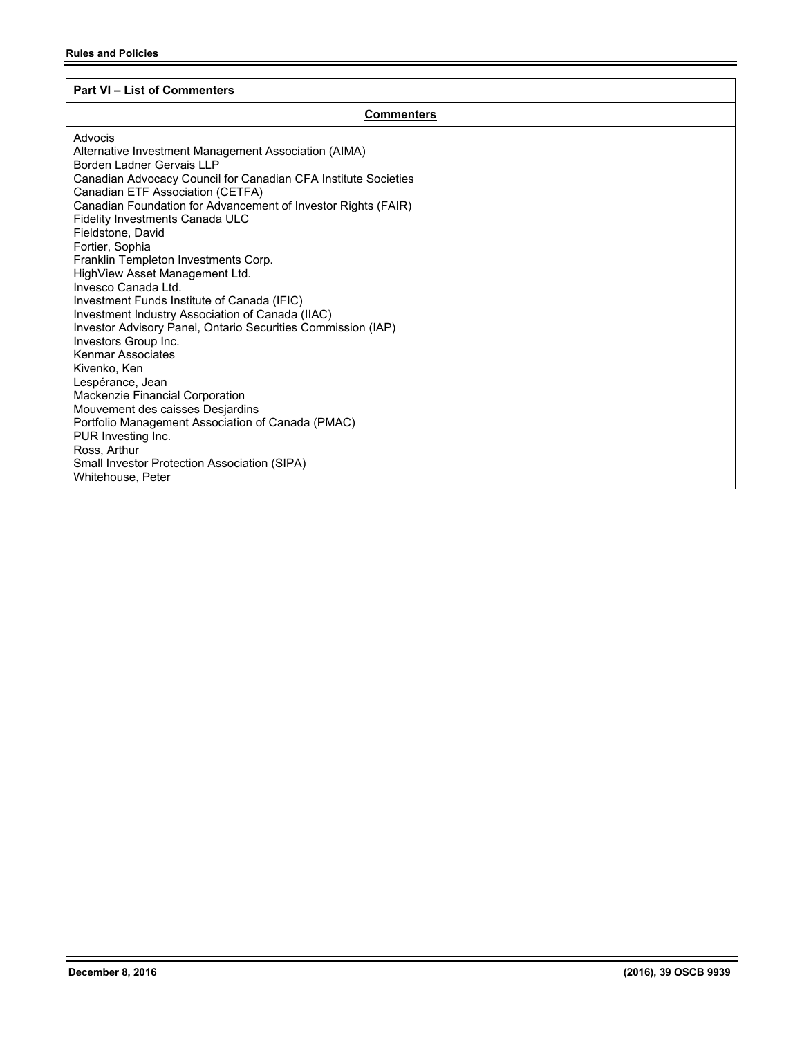## Part VI – List of Commenters

| Commenters |
|---|
| Advocis<br>Alternative Investment Management Association (AIMA)<br>Borden Ladner Gervais LLP<br>Canadian Advocacy Council for Canadian CFA Institute Societies<br>Canadian ETF Association (CETFA)<br>Canadian Foundation for Advancement of Investor Rights (FAIR)<br>Fidelity Investments Canada ULC<br>Fieldstone, David<br>Fortier, Sophia<br>Franklin Templeton Investments Corp.<br>HighView Asset Management Ltd.<br>Invesco Canada Ltd.<br>Investment Funds Institute of Canada (IFIC)<br>Investment Industry Association of Canada (IIAC)<br>Investor Advisory Panel, Ontario Securities Commission (IAP)<br>Investors Group Inc.<br>Kenmar Associates<br>Kivenko, Ken<br>Lespérance, Jean<br>Mackenzie Financial Corporation<br>Mouvement des caisses Desjardins<br>Portfolio Management Association of Canada (PMAC)<br>PUR Investing Inc.<br>Ross, Arthur<br>Small Investor Protection Association (SIPA)<br>Whitehouse, Peter |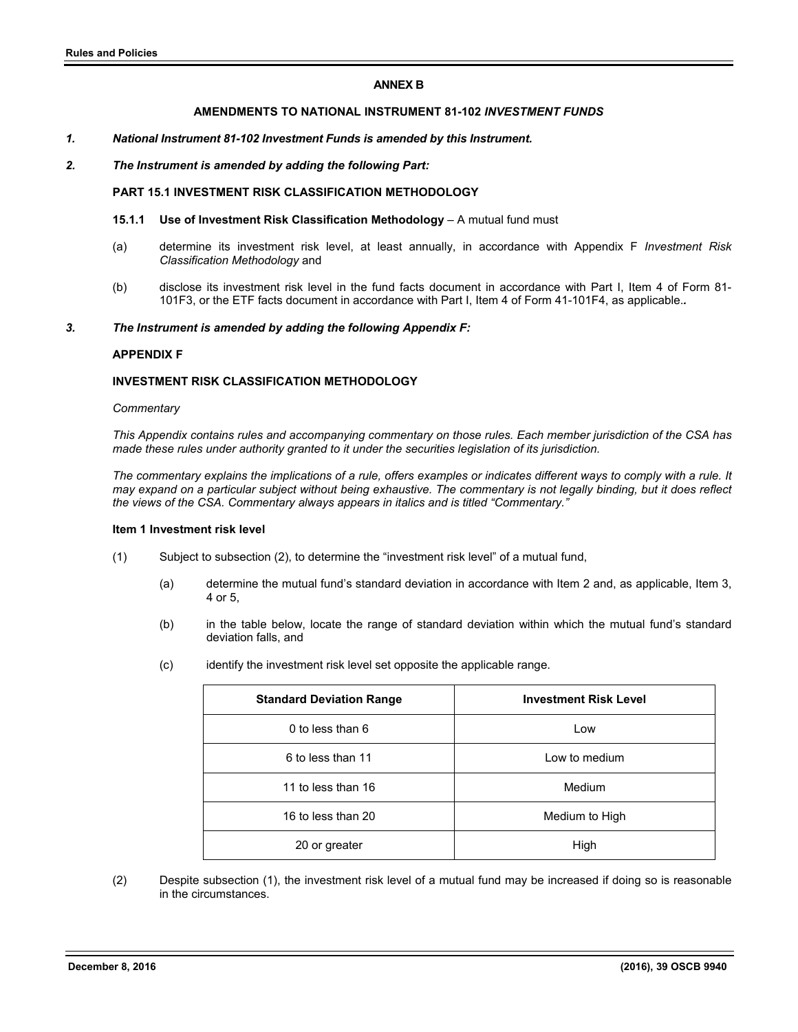## ANNEX B

## AMENDMENTS TO NATIONAL INSTRUMENT 81-102 *INVESTMENT FUNDS*

***1. National Instrument 81-102 Investment Funds is amended by this Instrument.***

***2. The Instrument is amended by adding the following Part:***

### PART 15.1 INVESTMENT RISK CLASSIFICATION METHODOLOGY

**15.1.1 Use of Investment Risk Classification Methodology** – A mutual fund must

(a) determine its investment risk level, at least annually, in accordance with Appendix F *Investment Risk Classification Methodology* and

(b) disclose its investment risk level in the fund facts document in accordance with Part I, Item 4 of Form 81-101F3, or the ETF facts document in accordance with Part I, Item 4 of Form 41-101F4, as applicable.*.*

***3. The Instrument is amended by adding the following Appendix F:***

### APPENDIX F

### INVESTMENT RISK CLASSIFICATION METHODOLOGY

*Commentary*

*This Appendix contains rules and accompanying commentary on those rules. Each member jurisdiction of the CSA has made these rules under authority granted to it under the securities legislation of its jurisdiction.*

*The commentary explains the implications of a rule, offers examples or indicates different ways to comply with a rule. It may expand on a particular subject without being exhaustive. The commentary is not legally binding, but it does reflect the views of the CSA. Commentary always appears in italics and is titled "Commentary."*

**Item 1 Investment risk level**

(1) Subject to subsection (2), to determine the "investment risk level" of a mutual fund,

(a) determine the mutual fund's standard deviation in accordance with Item 2 and, as applicable, Item 3, 4 or 5,

(b) in the table below, locate the range of standard deviation within which the mutual fund's standard deviation falls, and

(c) identify the investment risk level set opposite the applicable range.

| Standard Deviation Range | Investment Risk Level |
|---|---|
| 0 to less than 6 | Low |
| 6 to less than 11 | Low to medium |
| 11 to less than 16 | Medium |
| 16 to less than 20 | Medium to High |
| 20 or greater | High |

(2) Despite subsection (1), the investment risk level of a mutual fund may be increased if doing so is reasonable in the circumstances.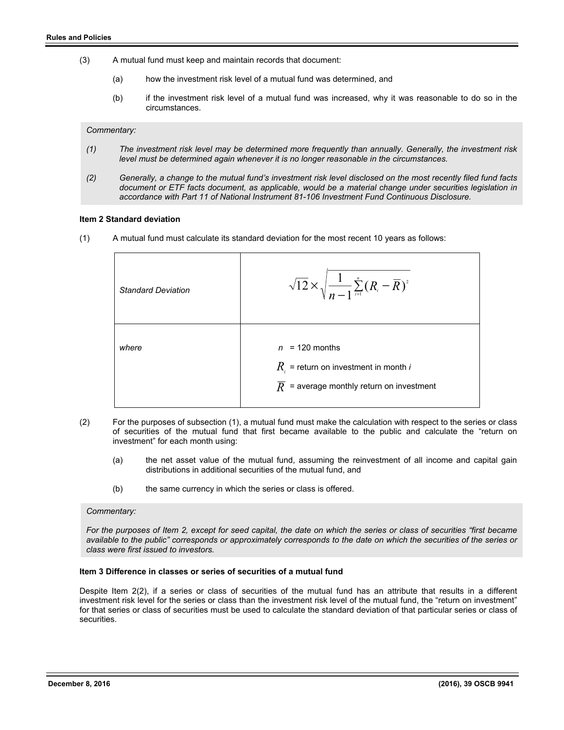(3) A mutual fund must keep and maintain records that document:

(a) how the investment risk level of a mutual fund was determined, and

(b) if the investment risk level of a mutual fund was increased, why it was reasonable to do so in the circumstances.

*Commentary:*

*(1) The investment risk level may be determined more frequently than annually. Generally, the investment risk level must be determined again whenever it is no longer reasonable in the circumstances.*

*(2) Generally, a change to the mutual fund's investment risk level disclosed on the most recently filed fund facts document or ETF facts document, as applicable, would be a material change under securities legislation in accordance with Part 11 of National Instrument 81-106 Investment Fund Continuous Disclosure.*

**Item 2 Standard deviation**

(1) A mutual fund must calculate its standard deviation for the most recent 10 years as follows:

| | |
|---|---|
| *Standard Deviation* | $\sqrt{12} \times \sqrt{\frac{1}{n-1}\sum_{i=1}^{n}(R_i - \overline{R})^2}$ |
| *where* | $n$ = 120 months<br>$R_i$ = return on investment in month *i*<br>$\overline{R}$ = average monthly return on investment |

(2) For the purposes of subsection (1), a mutual fund must make the calculation with respect to the series or class of securities of the mutual fund that first became available to the public and calculate the "return on investment" for each month using:

(a) the net asset value of the mutual fund, assuming the reinvestment of all income and capital gain distributions in additional securities of the mutual fund, and

(b) the same currency in which the series or class is offered.

*Commentary:*

*For the purposes of Item 2, except for seed capital, the date on which the series or class of securities "first became available to the public" corresponds or approximately corresponds to the date on which the securities of the series or class were first issued to investors.*

**Item 3 Difference in classes or series of securities of a mutual fund**

Despite Item 2(2), if a series or class of securities of the mutual fund has an attribute that results in a different investment risk level for the series or class than the investment risk level of the mutual fund, the "return on investment" for that series or class of securities must be used to calculate the standard deviation of that particular series or class of securities.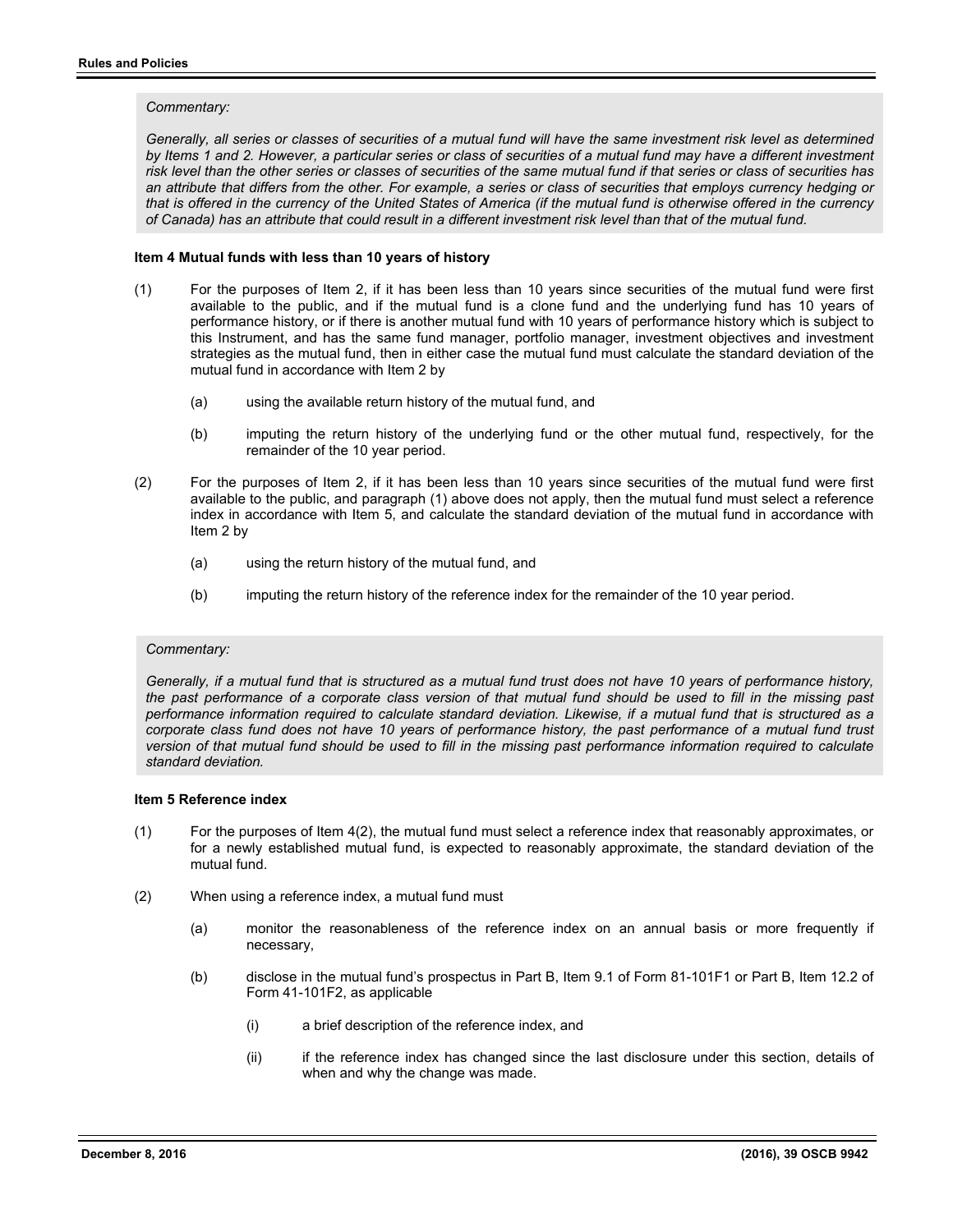*Commentary:*

*Generally, all series or classes of securities of a mutual fund will have the same investment risk level as determined by Items 1 and 2. However, a particular series or class of securities of a mutual fund may have a different investment risk level than the other series or classes of securities of the same mutual fund if that series or class of securities has an attribute that differs from the other. For example, a series or class of securities that employs currency hedging or that is offered in the currency of the United States of America (if the mutual fund is otherwise offered in the currency of Canada) has an attribute that could result in a different investment risk level than that of the mutual fund.*

**Item 4 Mutual funds with less than 10 years of history**

(1) For the purposes of Item 2, if it has been less than 10 years since securities of the mutual fund were first available to the public, and if the mutual fund is a clone fund and the underlying fund has 10 years of performance history, or if there is another mutual fund with 10 years of performance history which is subject to this Instrument, and has the same fund manager, portfolio manager, investment objectives and investment strategies as the mutual fund, then in either case the mutual fund must calculate the standard deviation of the mutual fund in accordance with Item 2 by

- (a) using the available return history of the mutual fund, and
- (b) imputing the return history of the underlying fund or the other mutual fund, respectively, for the remainder of the 10 year period.

(2) For the purposes of Item 2, if it has been less than 10 years since securities of the mutual fund were first available to the public, and paragraph (1) above does not apply, then the mutual fund must select a reference index in accordance with Item 5, and calculate the standard deviation of the mutual fund in accordance with Item 2 by

- (a) using the return history of the mutual fund, and
- (b) imputing the return history of the reference index for the remainder of the 10 year period.

*Commentary:*

*Generally, if a mutual fund that is structured as a mutual fund trust does not have 10 years of performance history, the past performance of a corporate class version of that mutual fund should be used to fill in the missing past performance information required to calculate standard deviation. Likewise, if a mutual fund that is structured as a corporate class fund does not have 10 years of performance history, the past performance of a mutual fund trust version of that mutual fund should be used to fill in the missing past performance information required to calculate standard deviation.*

**Item 5 Reference index**

(1) For the purposes of Item 4(2), the mutual fund must select a reference index that reasonably approximates, or for a newly established mutual fund, is expected to reasonably approximate, the standard deviation of the mutual fund.

(2) When using a reference index, a mutual fund must

- (a) monitor the reasonableness of the reference index on an annual basis or more frequently if necessary,
- (b) disclose in the mutual fund's prospectus in Part B, Item 9.1 of Form 81-101F1 or Part B, Item 12.2 of Form 41-101F2, as applicable
  - (i) a brief description of the reference index, and
  - (ii) if the reference index has changed since the last disclosure under this section, details of when and why the change was made.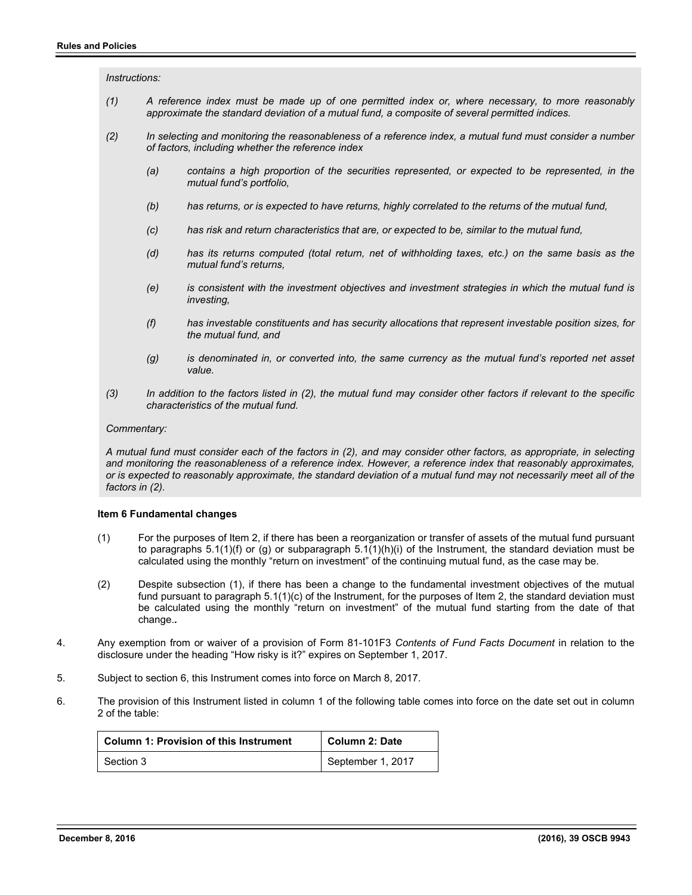*Instructions:*

*(1) A reference index must be made up of one permitted index or, where necessary, to more reasonably approximate the standard deviation of a mutual fund, a composite of several permitted indices.*

*(2) In selecting and monitoring the reasonableness of a reference index, a mutual fund must consider a number of factors, including whether the reference index*

*(a) contains a high proportion of the securities represented, or expected to be represented, in the mutual fund's portfolio,*

*(b) has returns, or is expected to have returns, highly correlated to the returns of the mutual fund,*

*(c) has risk and return characteristics that are, or expected to be, similar to the mutual fund,*

*(d) has its returns computed (total return, net of withholding taxes, etc.) on the same basis as the mutual fund's returns,*

*(e) is consistent with the investment objectives and investment strategies in which the mutual fund is investing,*

*(f) has investable constituents and has security allocations that represent investable position sizes, for the mutual fund, and*

*(g) is denominated in, or converted into, the same currency as the mutual fund's reported net asset value.*

*(3) In addition to the factors listed in (2), the mutual fund may consider other factors if relevant to the specific characteristics of the mutual fund.*

*Commentary:*

*A mutual fund must consider each of the factors in (2), and may consider other factors, as appropriate, in selecting and monitoring the reasonableness of a reference index. However, a reference index that reasonably approximates, or is expected to reasonably approximate, the standard deviation of a mutual fund may not necessarily meet all of the factors in (2).*

**Item 6 Fundamental changes**

(1) For the purposes of Item 2, if there has been a reorganization or transfer of assets of the mutual fund pursuant to paragraphs 5.1(1)(f) or (g) or subparagraph 5.1(1)(h)(i) of the Instrument, the standard deviation must be calculated using the monthly "return on investment" of the continuing mutual fund, as the case may be.

(2) Despite subsection (1), if there has been a change to the fundamental investment objectives of the mutual fund pursuant to paragraph 5.1(1)(c) of the Instrument, for the purposes of Item 2, the standard deviation must be calculated using the monthly "return on investment" of the mutual fund starting from the date of that change.*.*

4. Any exemption from or waiver of a provision of Form 81-101F3 *Contents of Fund Facts Document* in relation to the disclosure under the heading "How risky is it?" expires on September 1, 2017.

5. Subject to section 6, this Instrument comes into force on March 8, 2017.

6. The provision of this Instrument listed in column 1 of the following table comes into force on the date set out in column 2 of the table:

| Column 1: Provision of this Instrument | Column 2: Date |
|---|---|
| Section 3 | September 1, 2017 |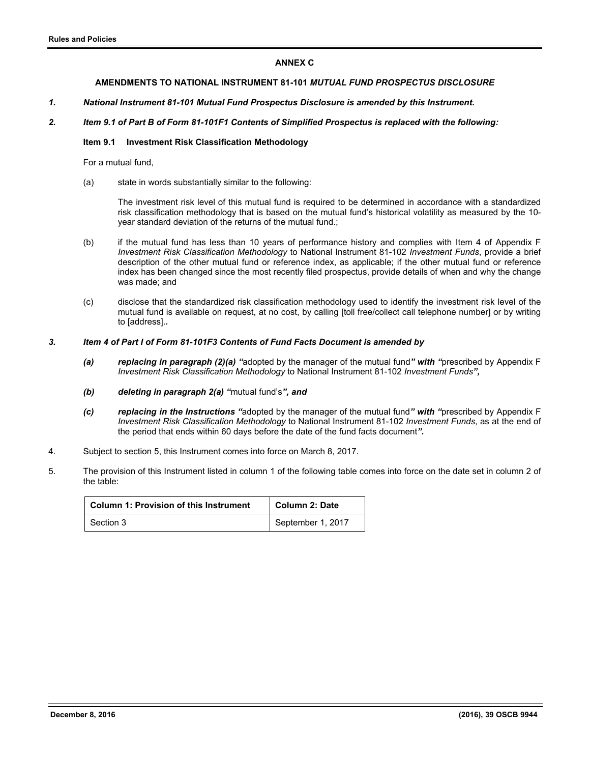**ANNEX C**

**AMENDMENTS TO NATIONAL INSTRUMENT 81-101 *MUTUAL FUND PROSPECTUS DISCLOSURE***

***1. National Instrument 81-101 Mutual Fund Prospectus Disclosure is amended by this Instrument.***

***2. Item 9.1 of Part B of Form 81-101F1 Contents of Simplified Prospectus is replaced with the following:***

**Item 9.1 Investment Risk Classification Methodology**

For a mutual fund,

(a) state in words substantially similar to the following:

The investment risk level of this mutual fund is required to be determined in accordance with a standardized risk classification methodology that is based on the mutual fund's historical volatility as measured by the 10-year standard deviation of the returns of the mutual fund.;

(b) if the mutual fund has less than 10 years of performance history and complies with Item 4 of Appendix F *Investment Risk Classification Methodology* to National Instrument 81-102 *Investment Funds*, provide a brief description of the other mutual fund or reference index, as applicable; if the other mutual fund or reference index has been changed since the most recently filed prospectus, provide details of when and why the change was made; and

(c) disclose that the standardized risk classification methodology used to identify the investment risk level of the mutual fund is available on request, at no cost, by calling [toll free/collect call telephone number] or by writing to [address].*.*

***3. Item 4 of Part I of Form 81-101F3 Contents of Fund Facts Document is amended by***

***(a) replacing in paragraph (2)(a) "***adopted by the manager of the mutual fund***" with "***prescribed by Appendix F *Investment Risk Classification Methodology* to National Instrument 81-102 *Investment Funds****",***

***(b) deleting in paragraph 2(a) "***mutual fund's***", and***

***(c) replacing in the Instructions "***adopted by the manager of the mutual fund***" with "***prescribed by Appendix F *Investment Risk Classification Methodology* to National Instrument 81-102 *Investment Funds*, as at the end of the period that ends within 60 days before the date of the fund facts document***".***

4. Subject to section 5, this Instrument comes into force on March 8, 2017.

5. The provision of this Instrument listed in column 1 of the following table comes into force on the date set in column 2 of the table:

| **Column 1: Provision of this Instrument** | **Column 2: Date** |
|---|---|
| Section 3 | September 1, 2017 |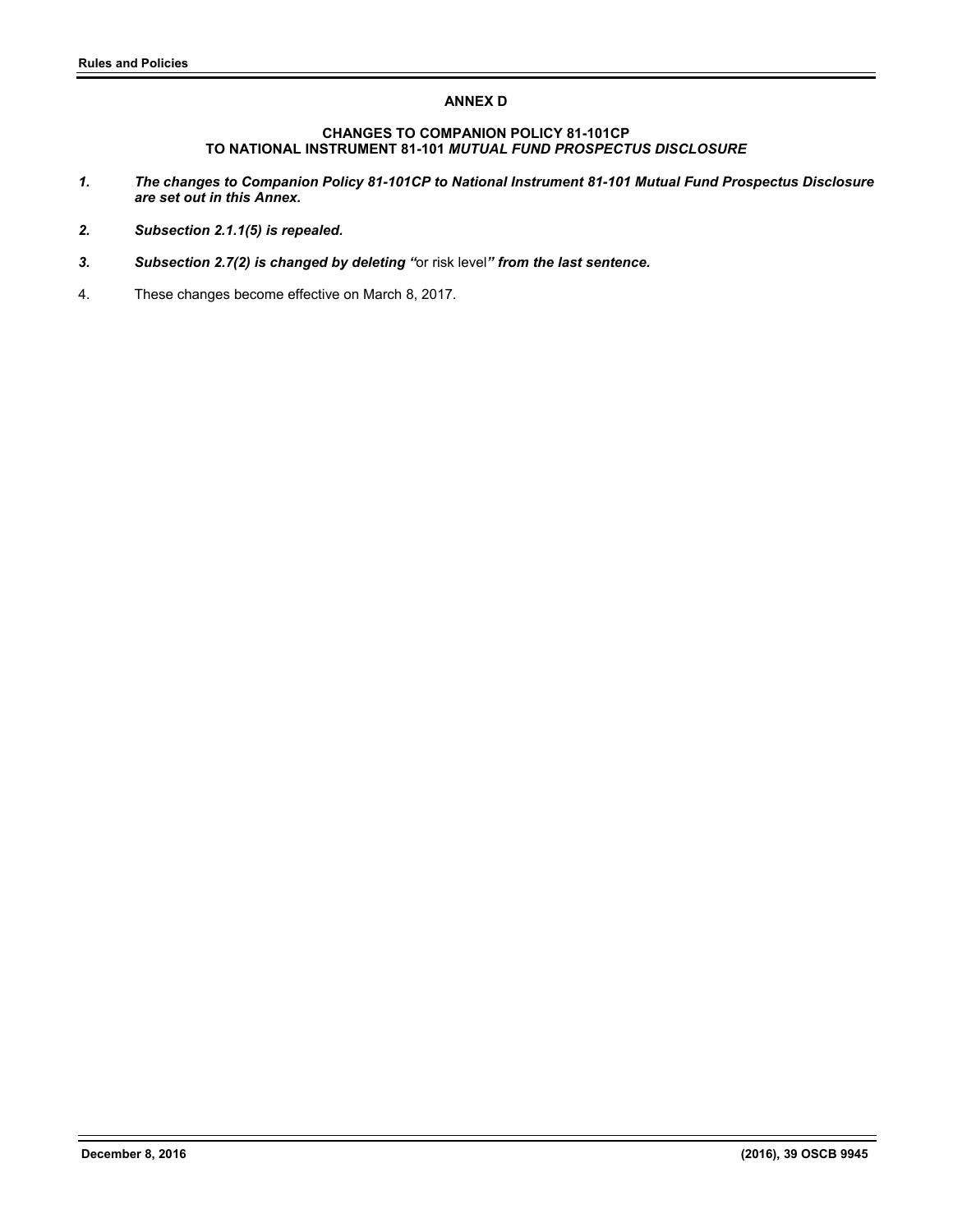## ANNEX D

### CHANGES TO COMPANION POLICY 81-101CP TO NATIONAL INSTRUMENT 81-101 *MUTUAL FUND PROSPECTUS DISCLOSURE*

***1. The changes to Companion Policy 81-101CP to National Instrument 81-101 Mutual Fund Prospectus Disclosure are set out in this Annex.***

***2. Subsection 2.1.1(5) is repealed.***

***3. Subsection 2.7(2) is changed by deleting "*** or risk level ***" from the last sentence.***

4. These changes become effective on March 8, 2017.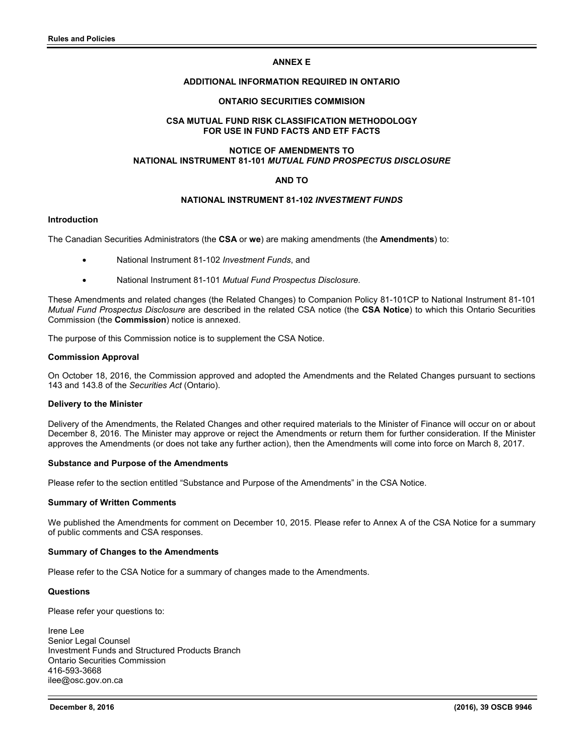# ANNEX E

## ADDITIONAL INFORMATION REQUIRED IN ONTARIO

## ONTARIO SECURITIES COMMISION

## CSA MUTUAL FUND RISK CLASSIFICATION METHODOLOGY FOR USE IN FUND FACTS AND ETF FACTS

## NOTICE OF AMENDMENTS TO NATIONAL INSTRUMENT 81-101 *MUTUAL FUND PROSPECTUS DISCLOSURE*

## AND TO

## NATIONAL INSTRUMENT 81-102 *INVESTMENT FUNDS*

### Introduction

The Canadian Securities Administrators (the **CSA** or **we**) are making amendments (the **Amendments**) to:

- National Instrument 81-102 *Investment Funds*, and
- National Instrument 81-101 *Mutual Fund Prospectus Disclosure*.

These Amendments and related changes (the Related Changes) to Companion Policy 81-101CP to National Instrument 81-101 *Mutual Fund Prospectus Disclosure* are described in the related CSA notice (the **CSA Notice**) to which this Ontario Securities Commission (the **Commission**) notice is annexed.

The purpose of this Commission notice is to supplement the CSA Notice.

### Commission Approval

On October 18, 2016, the Commission approved and adopted the Amendments and the Related Changes pursuant to sections 143 and 143.8 of the *Securities Act* (Ontario).

### Delivery to the Minister

Delivery of the Amendments, the Related Changes and other required materials to the Minister of Finance will occur on or about December 8, 2016. The Minister may approve or reject the Amendments or return them for further consideration. If the Minister approves the Amendments (or does not take any further action), then the Amendments will come into force on March 8, 2017.

### Substance and Purpose of the Amendments

Please refer to the section entitled "Substance and Purpose of the Amendments" in the CSA Notice.

### Summary of Written Comments

We published the Amendments for comment on December 10, 2015. Please refer to Annex A of the CSA Notice for a summary of public comments and CSA responses.

### Summary of Changes to the Amendments

Please refer to the CSA Notice for a summary of changes made to the Amendments.

### Questions

Please refer your questions to:

Irene Lee
Senior Legal Counsel
Investment Funds and Structured Products Branch
Ontario Securities Commission
416-593-3668
ilee@osc.gov.on.ca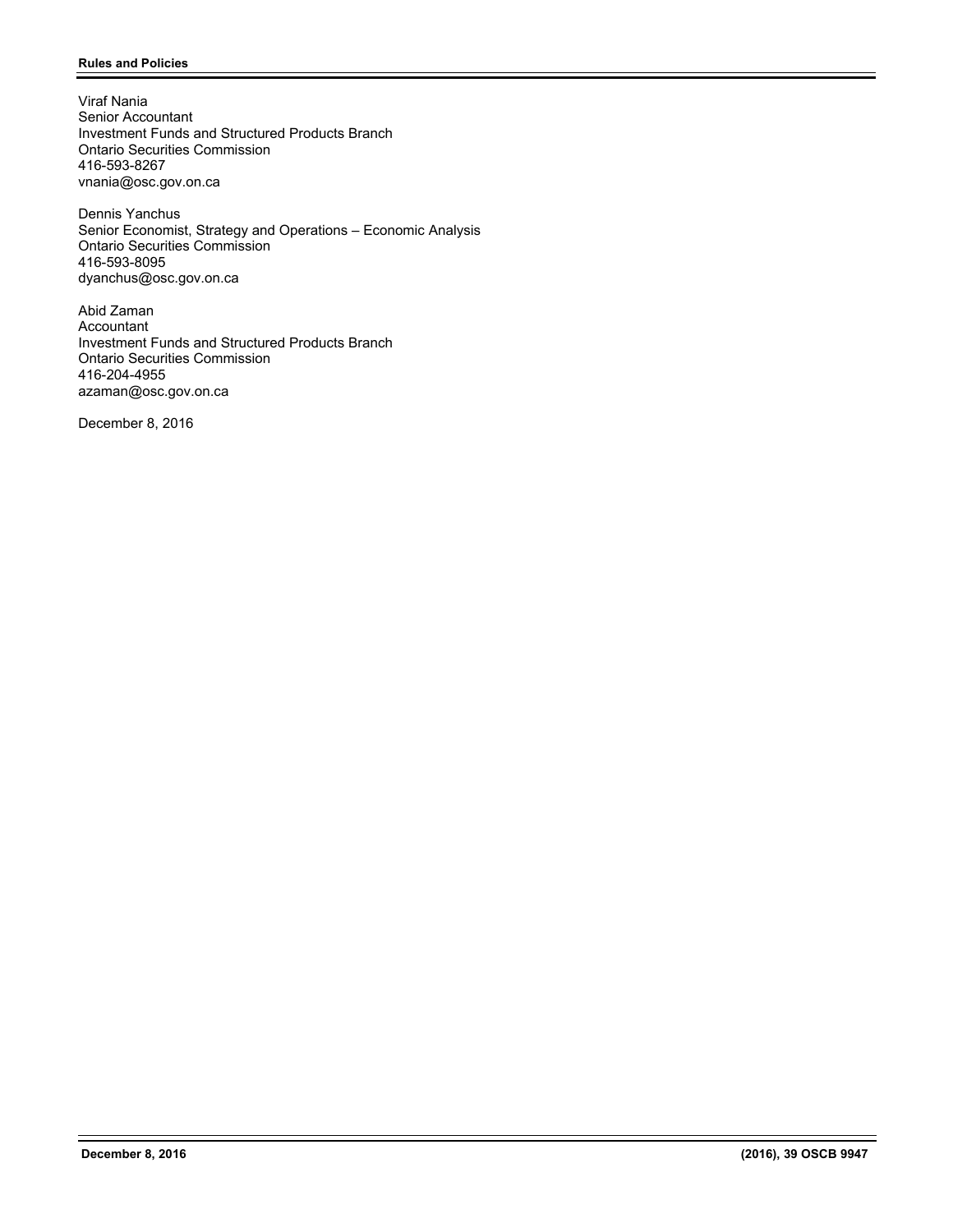Viraf Nania
Senior Accountant
Investment Funds and Structured Products Branch
Ontario Securities Commission
416-593-8267
vnania@osc.gov.on.ca

Dennis Yanchus
Senior Economist, Strategy and Operations – Economic Analysis
Ontario Securities Commission
416-593-8095
dyanchus@osc.gov.on.ca

Abid Zaman
Accountant
Investment Funds and Structured Products Branch
Ontario Securities Commission
416-204-4955
azaman@osc.gov.on.ca

December 8, 2016